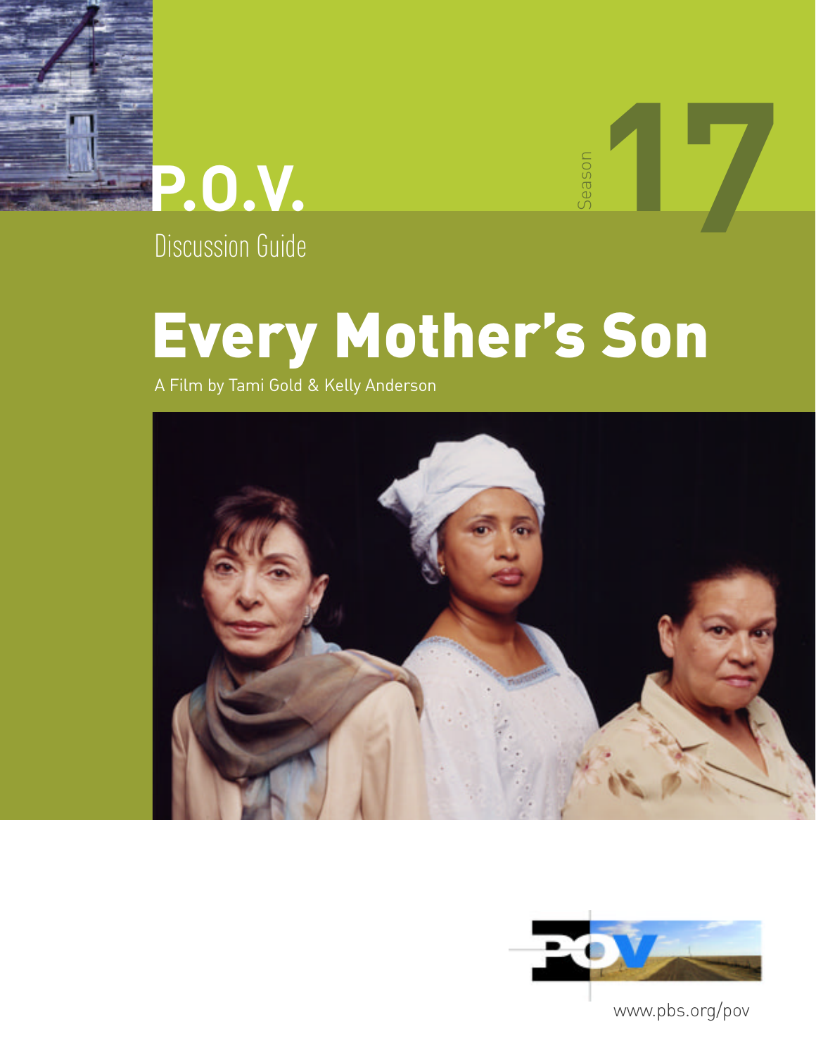P.O.V.

Discussion Guide

Season 17

# Every Mother's Son

A Film by Tami Gold & Kelly Anderson

www.pbs.org/pov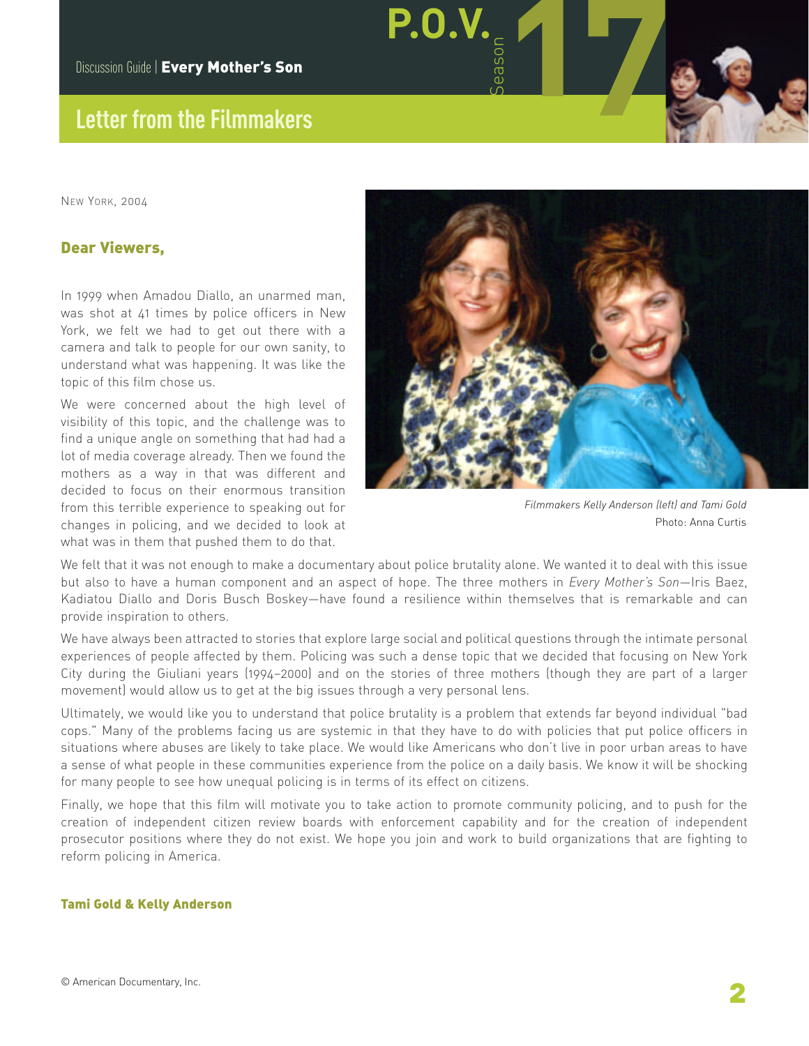## Letter from the Filmmakers

NEW YORK, 2004

### Dear Viewers,

In 1999 when Amadou Diallo, an unarmed man, was shot at 41 times by police officers in New York, we felt we had to get out there with a camera and talk to people for our own sanity, to understand what was happening. It was like the topic of this film chose us.

We were concerned about the high level of visibility of this topic, and the challenge was to find a unique angle on something that had had a lot of media coverage already. Then we found the mothers as a way in that was different and decided to focus on their enormous transition from this terrible experience to speaking out for changes in policing, and we decided to look at what was in them that pushed them to do that.

*Filmmakers Kelly Anderson (left) and Tami Gold*
Photo: Anna Curtis

We felt that it was not enough to make a documentary about police brutality alone. We wanted it to deal with this issue but also to have a human component and an aspect of hope. The three mothers in *Every Mother's Son*—Iris Baez, Kadiatou Diallo and Doris Busch Boskey—have found a resilience within themselves that is remarkable and can provide inspiration to others.

We have always been attracted to stories that explore large social and political questions through the intimate personal experiences of people affected by them. Policing was such a dense topic that we decided that focusing on New York City during the Giuliani years (1994–2000) and on the stories of three mothers (though they are part of a larger movement) would allow us to get at the big issues through a very personal lens.

Ultimately, we would like you to understand that police brutality is a problem that extends far beyond individual "bad cops." Many of the problems facing us are systemic in that they have to do with policies that put police officers in situations where abuses are likely to take place. We would like Americans who don't live in poor urban areas to have a sense of what people in these communities experience from the police on a daily basis. We know it will be shocking for many people to see how unequal policing is in terms of its effect on citizens.

Finally, we hope that this film will motivate you to take action to promote community policing, and to push for the creation of independent citizen review boards with enforcement capability and for the creation of independent prosecutor positions where they do not exist. We hope you join and work to build organizations that are fighting to reform policing in America.

**Tami Gold & Kelly Anderson**

© American Documentary, Inc.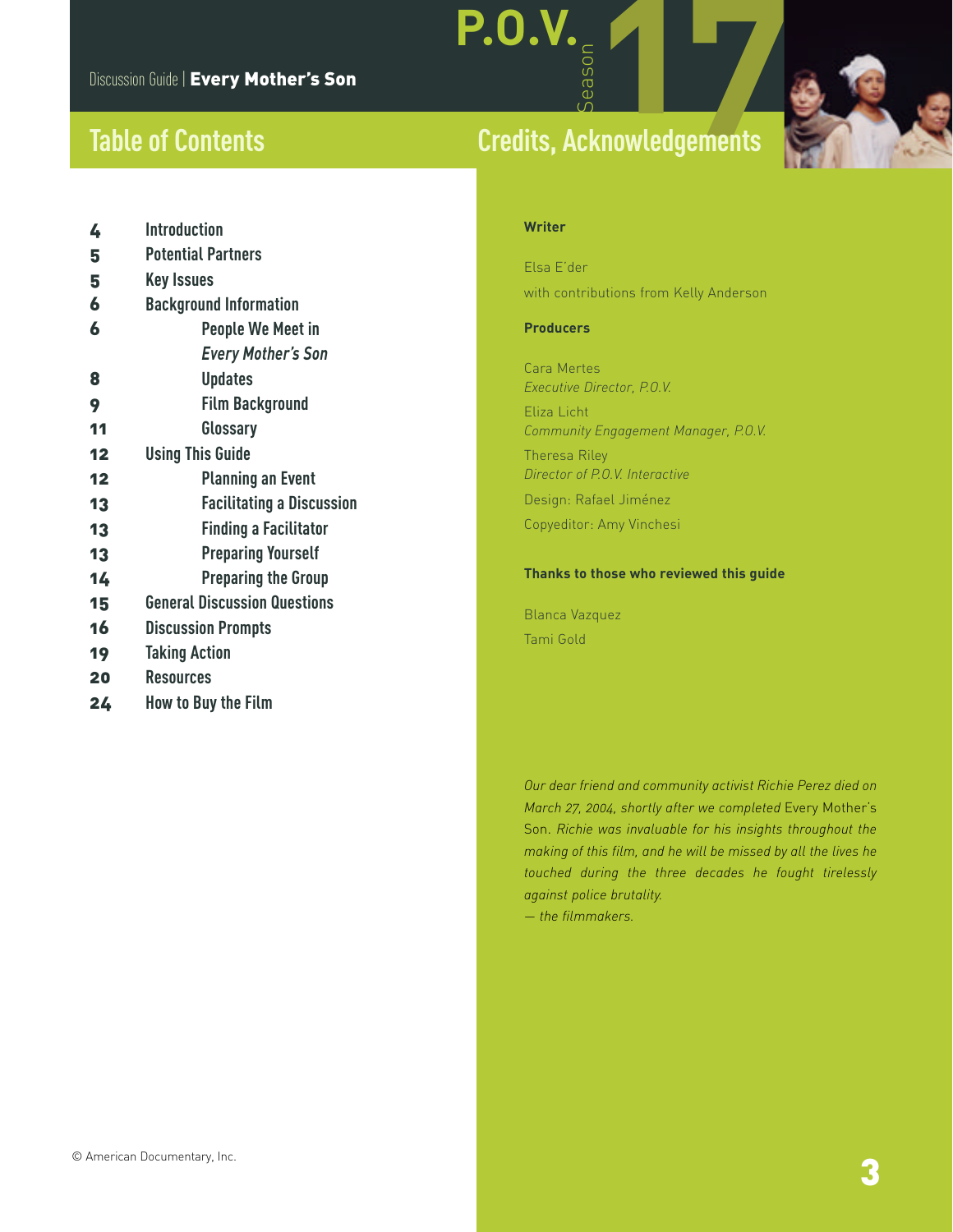## Table of Contents

| | |
|---|---|
| 4 | Introduction |
| 5 | Potential Partners |
| 5 | Key Issues |
| 6 | Background Information |
| 6 | People We Meet in *Every Mother's Son* |
| 8 | Updates |
| 9 | Film Background |
| 11 | Glossary |
| 12 | Using This Guide |
| 12 | Planning an Event |
| 13 | Facilitating a Discussion |
| 13 | Finding a Facilitator |
| 13 | Preparing Yourself |
| 14 | Preparing the Group |
| 15 | General Discussion Questions |
| 16 | Discussion Prompts |
| 19 | Taking Action |
| 20 | Resources |
| 24 | How to Buy the Film |

## Credits, Acknowledgements

**Writer**

Elsa E'der

with contributions from Kelly Anderson

**Producers**

Cara Mertes
*Executive Director, P.O.V.*

Eliza Licht
*Community Engagement Manager, P.O.V.*

Theresa Riley
*Director of P.O.V. Interactive*

Design: Rafael Jiménez

Copyeditor: Amy Vinchesi

**Thanks to those who reviewed this guide**

Blanca Vazquez

Tami Gold

*Our dear friend and community activist Richie Perez died on March 27, 2004, shortly after we completed* Every Mother's Son. *Richie was invaluable for his insights throughout the making of this film, and he will be missed by all the lives he touched during the three decades he fought tirelessly against police brutality.*
*— the filmmakers.*

© American Documentary, Inc.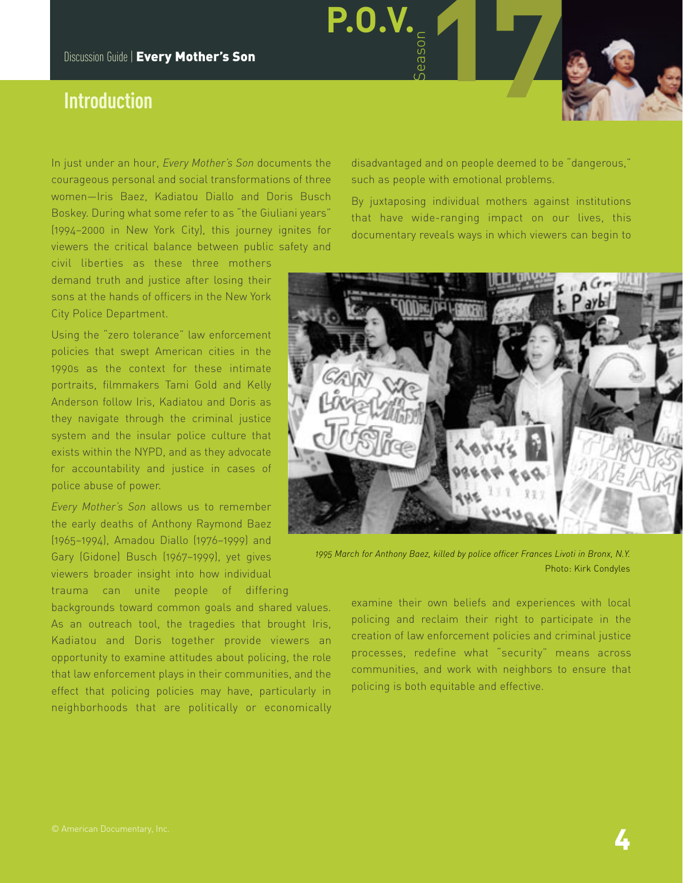# Introduction

In just under an hour, *Every Mother's Son* documents the courageous personal and social transformations of three women—Iris Baez, Kadiatou Diallo and Doris Busch Boskey. During what some refer to as "the Giuliani years" (1994–2000 in New York City), this journey ignites for viewers the critical balance between public safety and civil liberties as these three mothers demand truth and justice after losing their sons at the hands of officers in the New York City Police Department.

Using the "zero tolerance" law enforcement policies that swept American cities in the 1990s as the context for these intimate portraits, filmmakers Tami Gold and Kelly Anderson follow Iris, Kadiatou and Doris as they navigate through the criminal justice system and the insular police culture that exists within the NYPD, and as they advocate for accountability and justice in cases of police abuse of power.

*Every Mother's Son* allows us to remember the early deaths of Anthony Raymond Baez (1965–1994), Amadou Diallo (1976–1999) and Gary (Gidone) Busch (1967–1999), yet gives viewers broader insight into how individual trauma can unite people of differing backgrounds toward common goals and shared values. As an outreach tool, the tragedies that brought Iris, Kadiatou and Doris together provide viewers an opportunity to examine attitudes about policing, the role that law enforcement plays in their communities, and the effect that policing policies may have, particularly in neighborhoods that are politically or economically disadvantaged and on people deemed to be "dangerous," such as people with emotional problems.

By juxtaposing individual mothers against institutions that have wide-ranging impact on our lives, this documentary reveals ways in which viewers can begin to examine their own beliefs and experiences with local policing and reclaim their right to participate in the creation of law enforcement policies and criminal justice processes, redefine what "security" means across communities, and work with neighbors to ensure that policing is both equitable and effective.

*1995 March for Anthony Baez, killed by police officer Frances Livoti in Bronx, N.Y.*
Photo: Kirk Condyles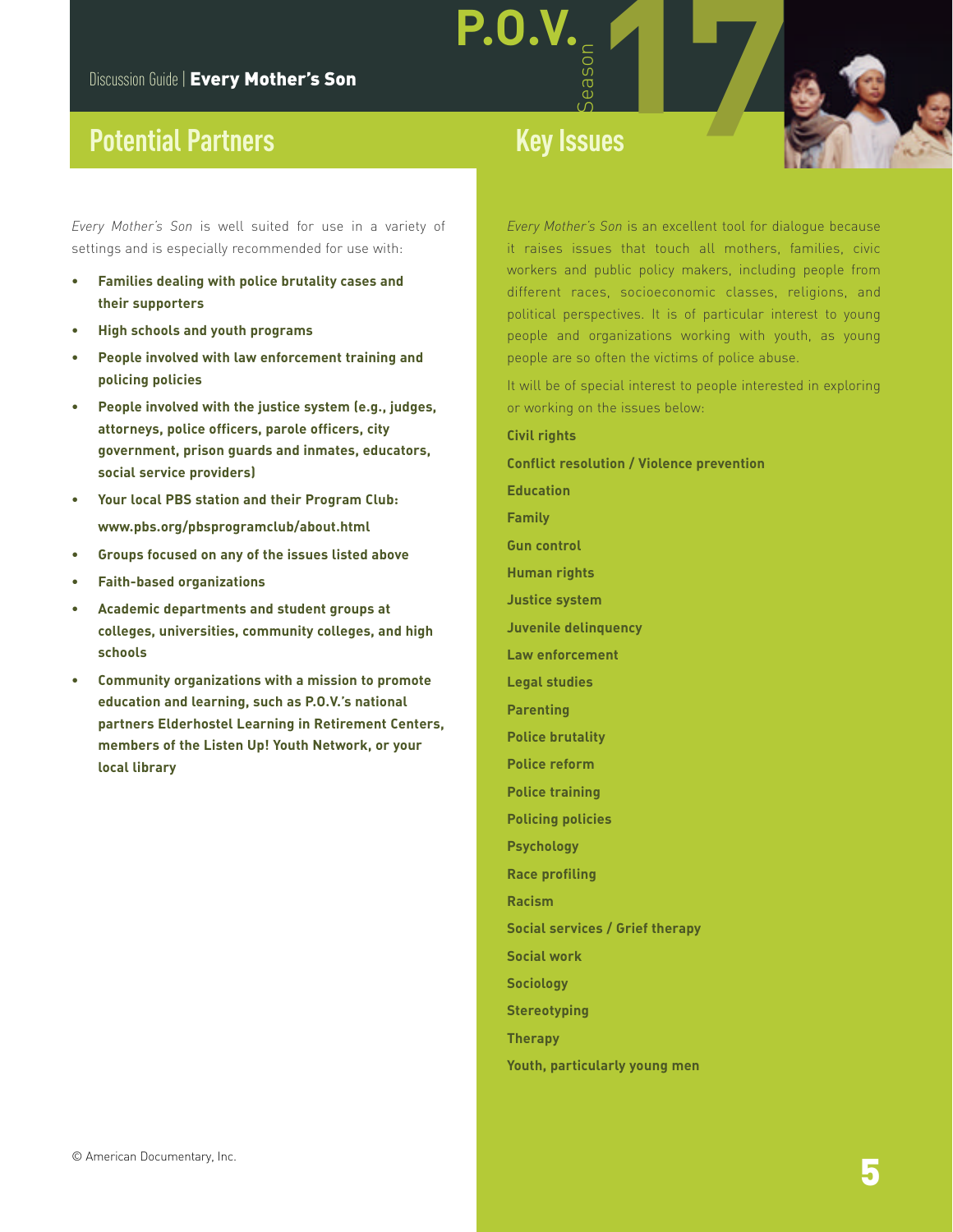## Potential Partners

*Every Mother's Son* is well suited for use in a variety of settings and is especially recommended for use with:

- **Families dealing with police brutality cases and their supporters**
- **High schools and youth programs**
- **People involved with law enforcement training and policing policies**
- **People involved with the justice system (e.g., judges, attorneys, police officers, parole officers, city government, prison guards and inmates, educators, social service providers)**
- **Your local PBS station and their Program Club: www.pbs.org/pbsprogramclub/about.html**
- **Groups focused on any of the issues listed above**
- **Faith-based organizations**
- **Academic departments and student groups at colleges, universities, community colleges, and high schools**
- **Community organizations with a mission to promote education and learning, such as P.O.V.'s national partners Elderhostel Learning in Retirement Centers, members of the Listen Up! Youth Network, or your local library**

## Key Issues

*Every Mother's Son* is an excellent tool for dialogue because it raises issues that touch all mothers, families, civic workers and public policy makers, including people from different races, socioeconomic classes, religions, and political perspectives. It is of particular interest to young people and organizations working with youth, as young people are so often the victims of police abuse.

It will be of special interest to people interested in exploring or working on the issues below:

**Civil rights**

**Conflict resolution / Violence prevention**

**Education**

**Family**

**Gun control**

**Human rights**

**Justice system**

**Juvenile delinquency**

**Law enforcement**

**Legal studies**

**Parenting**

**Police brutality**

**Police reform**

**Police training**

**Policing policies**

**Psychology**

**Race profiling**

**Racism**

**Social services / Grief therapy**

**Social work**

**Sociology**

**Stereotyping**

**Therapy**

**Youth, particularly young men**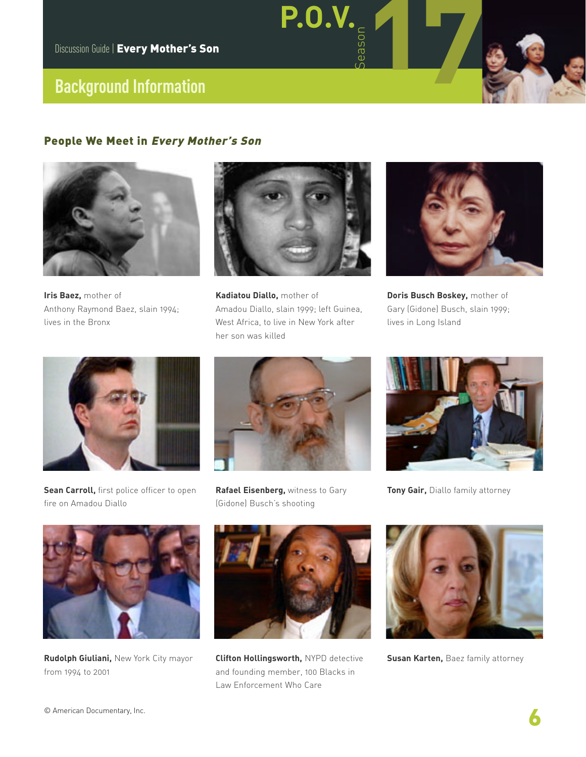## Background Information

### People We Meet in *Every Mother's Son*

**Iris Baez,** mother of Anthony Raymond Baez, slain 1994; lives in the Bronx

**Kadiatou Diallo,** mother of Amadou Diallo, slain 1999; left Guinea, West Africa, to live in New York after her son was killed

**Doris Busch Boskey,** mother of Gary (Gidone) Busch, slain 1999; lives in Long Island

**Sean Carroll,** first police officer to open fire on Amadou Diallo

**Rafael Eisenberg,** witness to Gary (Gidone) Busch's shooting

**Tony Gair,** Diallo family attorney

**Rudolph Giuliani,** New York City mayor from 1994 to 2001

**Clifton Hollingsworth,** NYPD detective and founding member, 100 Blacks in Law Enforcement Who Care

**Susan Karten,** Baez family attorney

© American Documentary, Inc.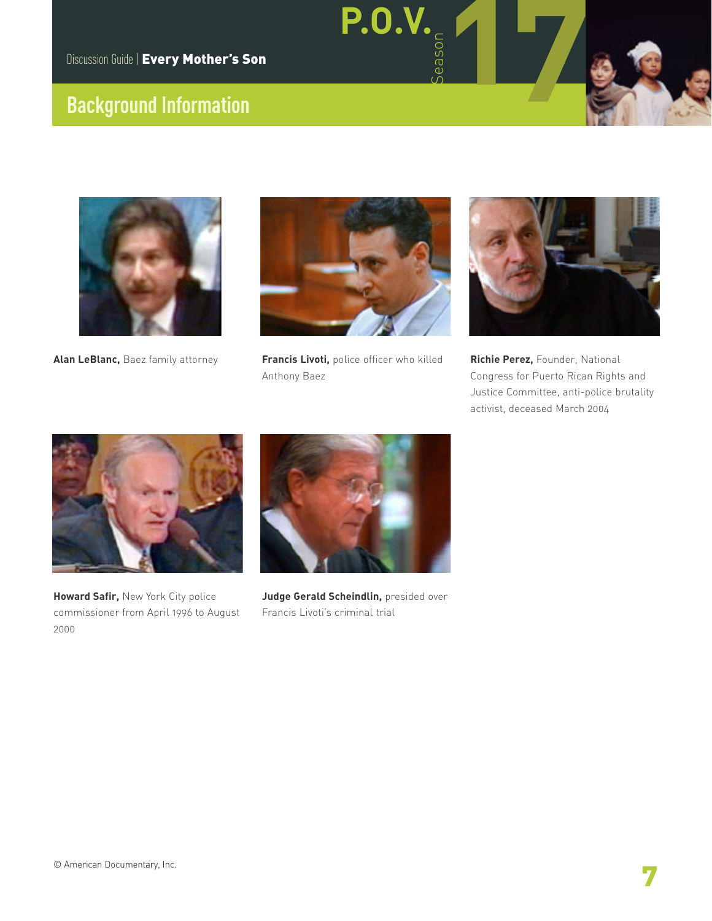## Background Information

**Alan LeBlanc,** Baez family attorney

**Francis Livoti,** police officer who killed Anthony Baez

**Richie Perez,** Founder, National Congress for Puerto Rican Rights and Justice Committee, anti-police brutality activist, deceased March 2004

**Howard Safir,** New York City police commissioner from April 1996 to August 2000

**Judge Gerald Scheindlin,** presided over Francis Livoti's criminal trial

© American Documentary, Inc.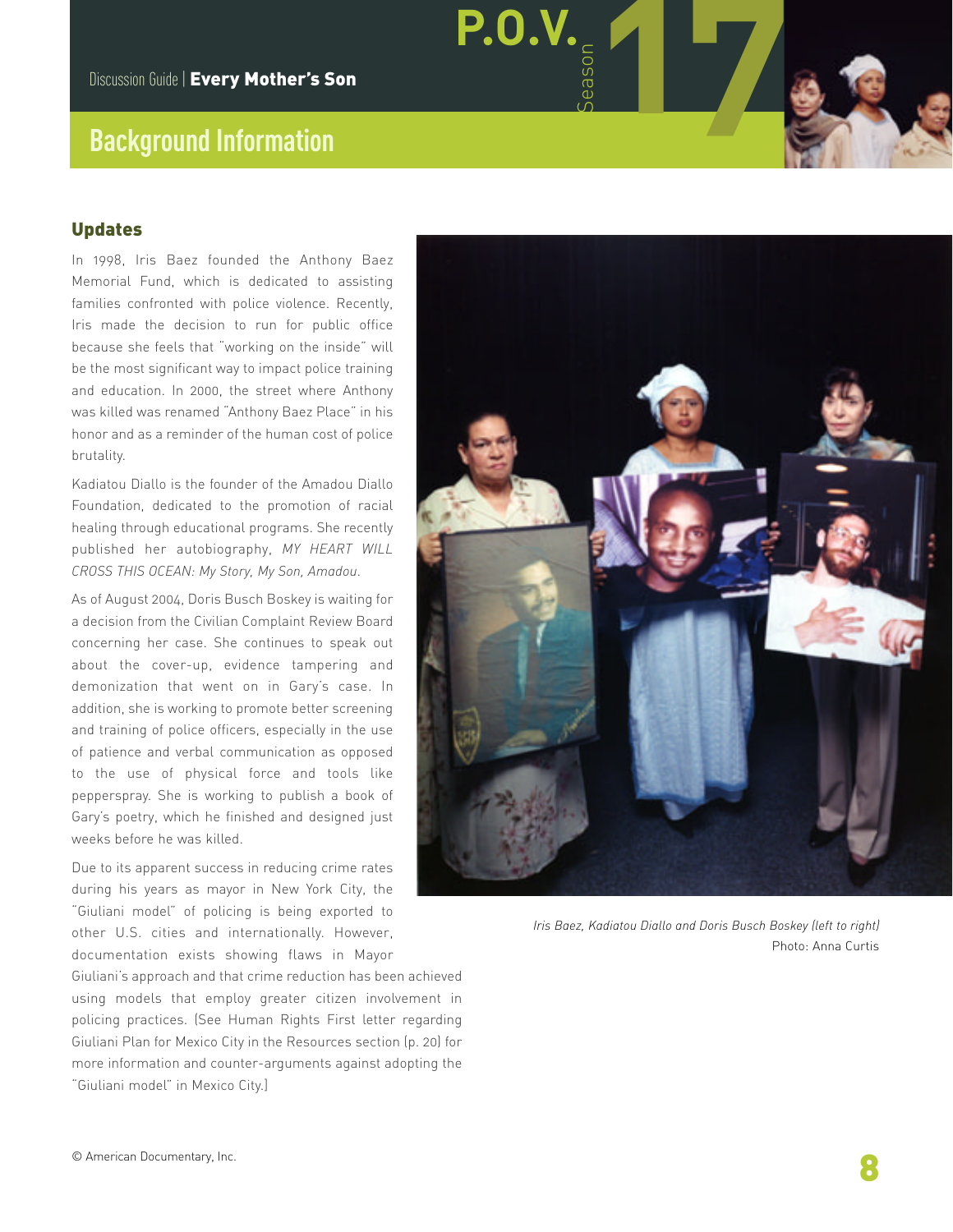## Background Information

### Updates

In 1998, Iris Baez founded the Anthony Baez Memorial Fund, which is dedicated to assisting families confronted with police violence. Recently, Iris made the decision to run for public office because she feels that "working on the inside" will be the most significant way to impact police training and education. In 2000, the street where Anthony was killed was renamed "Anthony Baez Place" in his honor and as a reminder of the human cost of police brutality.

Kadiatou Diallo is the founder of the Amadou Diallo Foundation, dedicated to the promotion of racial healing through educational programs. She recently published her autobiography, *MY HEART WILL CROSS THIS OCEAN: My Story, My Son, Amadou*.

As of August 2004, Doris Busch Boskey is waiting for a decision from the Civilian Complaint Review Board concerning her case. She continues to speak out about the cover-up, evidence tampering and demonization that went on in Gary's case. In addition, she is working to promote better screening and training of police officers, especially in the use of patience and verbal communication as opposed to the use of physical force and tools like pepperspray. She is working to publish a book of Gary's poetry, which he finished and designed just weeks before he was killed.

Due to its apparent success in reducing crime rates during his years as mayor in New York City, the "Giuliani model" of policing is being exported to other U.S. cities and internationally. However, documentation exists showing flaws in Mayor Giuliani's approach and that crime reduction has been achieved using models that employ greater citizen involvement in policing practices. (See Human Rights First letter regarding Giuliani Plan for Mexico City in the Resources section (p. 20) for more information and counter-arguments against adopting the "Giuliani model" in Mexico City.)

*Iris Baez, Kadiatou Diallo and Doris Busch Boskey (left to right)*
Photo: Anna Curtis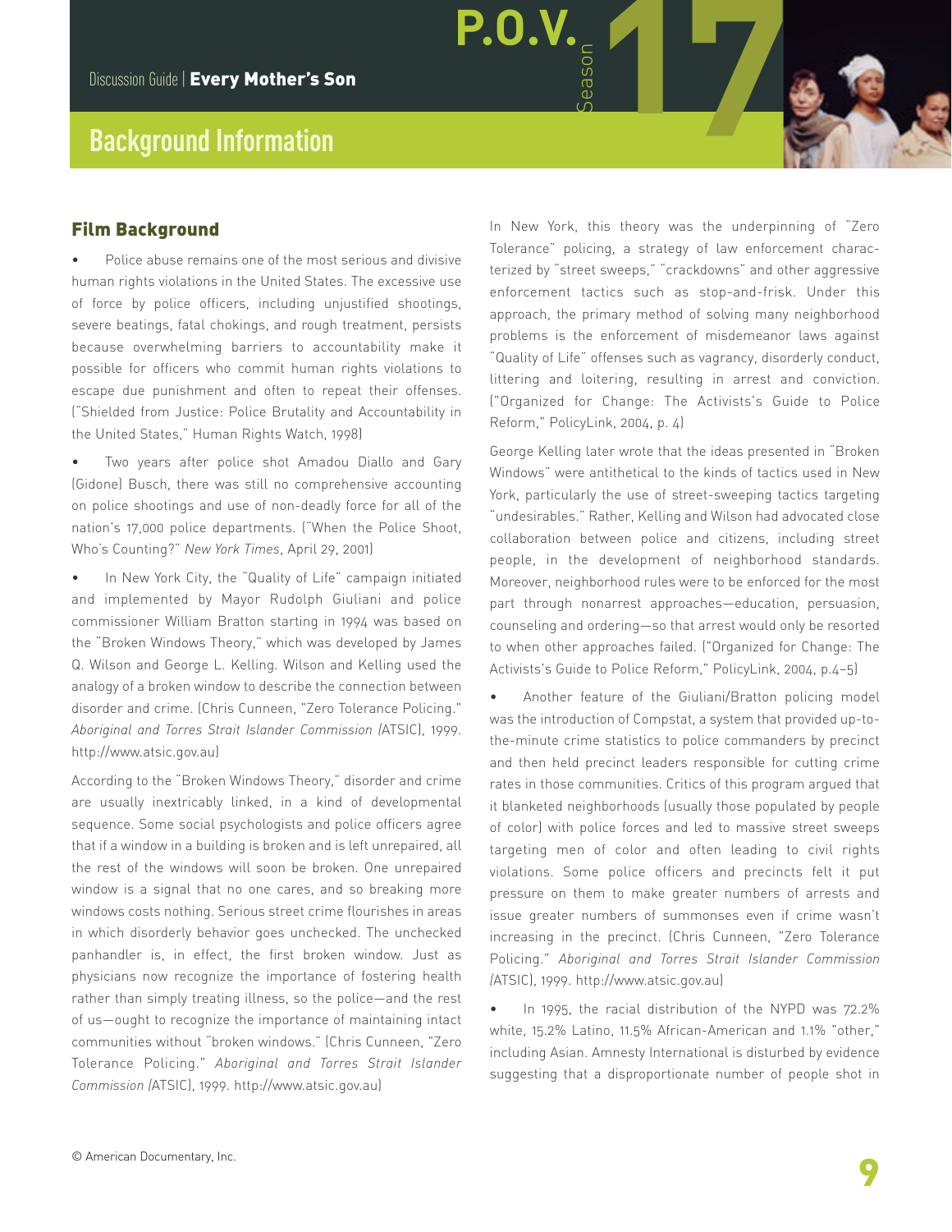Discussion Guide | **Every Mother's Son**

# Background Information

## Film Background

- Police abuse remains one of the most serious and divisive human rights violations in the United States. The excessive use of force by police officers, including unjustified shootings, severe beatings, fatal chokings, and rough treatment, persists because overwhelming barriers to accountability make it possible for officers who commit human rights violations to escape due punishment and often to repeat their offenses. ("Shielded from Justice: Police Brutality and Accountability in the United States," Human Rights Watch, 1998)

- Two years after police shot Amadou Diallo and Gary (Gidone) Busch, there was still no comprehensive accounting on police shootings and use of non-deadly force for all of the nation's 17,000 police departments. ("When the Police Shoot, Who's Counting?" *New York Times*, April 29, 2001)

- In New York City, the "Quality of Life" campaign initiated and implemented by Mayor Rudolph Giuliani and police commissioner William Bratton starting in 1994 was based on the "Broken Windows Theory," which was developed by James Q. Wilson and George L. Kelling. Wilson and Kelling used the analogy of a broken window to describe the connection between disorder and crime. (Chris Cunneen, "Zero Tolerance Policing." *Aboriginal and Torres Strait Islander Commission* (ATSIC), 1999. http://www.atsic.gov.au)

According to the "Broken Windows Theory," disorder and crime are usually inextricably linked, in a kind of developmental sequence. Some social psychologists and police officers agree that if a window in a building is broken and is left unrepaired, all the rest of the windows will soon be broken. One unrepaired window is a signal that no one cares, and so breaking more windows costs nothing. Serious street crime flourishes in areas in which disorderly behavior goes unchecked. The unchecked panhandler is, in effect, the first broken window. Just as physicians now recognize the importance of fostering health rather than simply treating illness, so the police—and the rest of us—ought to recognize the importance of maintaining intact communities without "broken windows." (Chris Cunneen, "Zero Tolerance Policing." *Aboriginal and Torres Strait Islander Commission* (ATSIC), 1999. http://www.atsic.gov.au)

In New York, this theory was the underpinning of "Zero Tolerance" policing, a strategy of law enforcement characterized by "street sweeps," "crackdowns" and other aggressive enforcement tactics such as stop-and-frisk. Under this approach, the primary method of solving many neighborhood problems is the enforcement of misdemeanor laws against "Quality of Life" offenses such as vagrancy, disorderly conduct, littering and loitering, resulting in arrest and conviction. ("Organized for Change: The Activists's Guide to Police Reform," PolicyLink, 2004, p. 4)

George Kelling later wrote that the ideas presented in "Broken Windows" were antithetical to the kinds of tactics used in New York, particularly the use of street-sweeping tactics targeting "undesirables." Rather, Kelling and Wilson had advocated close collaboration between police and citizens, including street people, in the development of neighborhood standards. Moreover, neighborhood rules were to be enforced for the most part through nonarrest approaches—education, persuasion, counseling and ordering—so that arrest would only be resorted to when other approaches failed. ("Organized for Change: The Activists's Guide to Police Reform," PolicyLink, 2004, p.4–5)

- Another feature of the Giuliani/Bratton policing model was the introduction of Compstat, a system that provided up-to-the-minute crime statistics to police commanders by precinct and then held precinct leaders responsible for cutting crime rates in those communities. Critics of this program argued that it blanketed neighborhoods (usually those populated by people of color) with police forces and led to massive street sweeps targeting men of color and often leading to civil rights violations. Some police officers and precincts felt it put pressure on them to make greater numbers of arrests and issue greater numbers of summonses even if crime wasn't increasing in the precinct. (Chris Cunneen, "Zero Tolerance Policing." *Aboriginal and Torres Strait Islander Commission* (ATSIC), 1999. http://www.atsic.gov.au)

- In 1995, the racial distribution of the NYPD was 72.2% white, 15.2% Latino, 11.5% African-American and 1.1% "other," including Asian. Amnesty International is disturbed by evidence suggesting that a disproportionate number of people shot in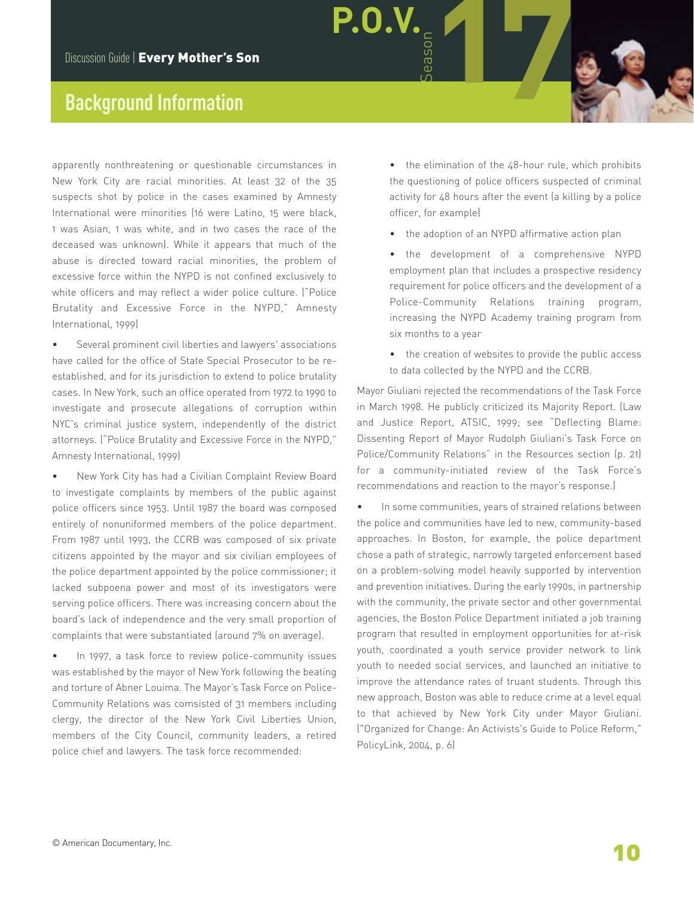## Background Information

apparently nonthreatening or questionable circumstances in New York City are racial minorities. At least 32 of the 35 suspects shot by police in the cases examined by Amnesty International were minorities (16 were Latino, 15 were black, 1 was Asian, 1 was white, and in two cases the race of the deceased was unknown). While it appears that much of the abuse is directed toward racial minorities, the problem of excessive force within the NYPD is not confined exclusively to white officers and may reflect a wider police culture. ("Police Brutality and Excessive Force in the NYPD," Amnesty International, 1999)

- Several prominent civil liberties and lawyers' associations have called for the office of State Special Prosecutor to be re-established, and for its jurisdiction to extend to police brutality cases. In New York, such an office operated from 1972 to 1990 to investigate and prosecute allegations of corruption within NYC's criminal justice system, independently of the district attorneys. ("Police Brutality and Excessive Force in the NYPD," Amnesty International, 1999)

- New York City has had a Civilian Complaint Review Board to investigate complaints by members of the public against police officers since 1953. Until 1987 the board was composed entirely of nonuniformed members of the police department. From 1987 until 1993, the CCRB was composed of six private citizens appointed by the mayor and six civilian employees of the police department appointed by the police commissioner; it lacked subpoena power and most of its investigators were serving police officers. There was increasing concern about the board's lack of independence and the very small proportion of complaints that were substantiated (around 7% on average).

- In 1997, a task force to review police-community issues was established by the mayor of New York following the beating and torture of Abner Louima. The Mayor's Task Force on Police-Community Relations was comsisted of 31 members including clergy, the director of the New York Civil Liberties Union, members of the City Council, community leaders, a retired police chief and lawyers. The task force recommended:

    - the elimination of the 48-hour rule, which prohibits the questioning of police officers suspected of criminal activity for 48 hours after the event (a killing by a police officer, for example)
    - the adoption of an NYPD affirmative action plan
    - the development of a comprehensive NYPD employment plan that includes a prospective residency requirement for police officers and the development of a Police-Community Relations training program, increasing the NYPD Academy training program from six months to a year
    - the creation of websites to provide the public access to data collected by the NYPD and the CCRB.

Mayor Giuliani rejected the recommendations of the Task Force in March 1998. He publicly criticized its Majority Report. (Law and Justice Report, ATSIC, 1999; see "Deflecting Blame: Dissenting Report of Mayor Rudolph Giuliani's Task Force on Police/Community Relations" in the Resources section (p. 21) for a community-initiated review of the Task Force's recommendations and reaction to the mayor's response.)

- In some communities, years of strained relations between the police and communities have led to new, community-based approaches. In Boston, for example, the police department chose a path of strategic, narrowly targeted enforcement based on a problem-solving model heavily supported by intervention and prevention initiatives. During the early 1990s, in partnership with the community, the private sector and other governmental agencies, the Boston Police Department initiated a job training program that resulted in employment opportunities for at-risk youth, coordinated a youth service provider network to link youth to needed social services, and launched an initiative to improve the attendance rates of truant students. Through this new approach, Boston was able to reduce crime at a level equal to that achieved by New York City under Mayor Giuliani. ("Organized for Change: An Activists's Guide to Police Reform," PolicyLink, 2004, p. 6)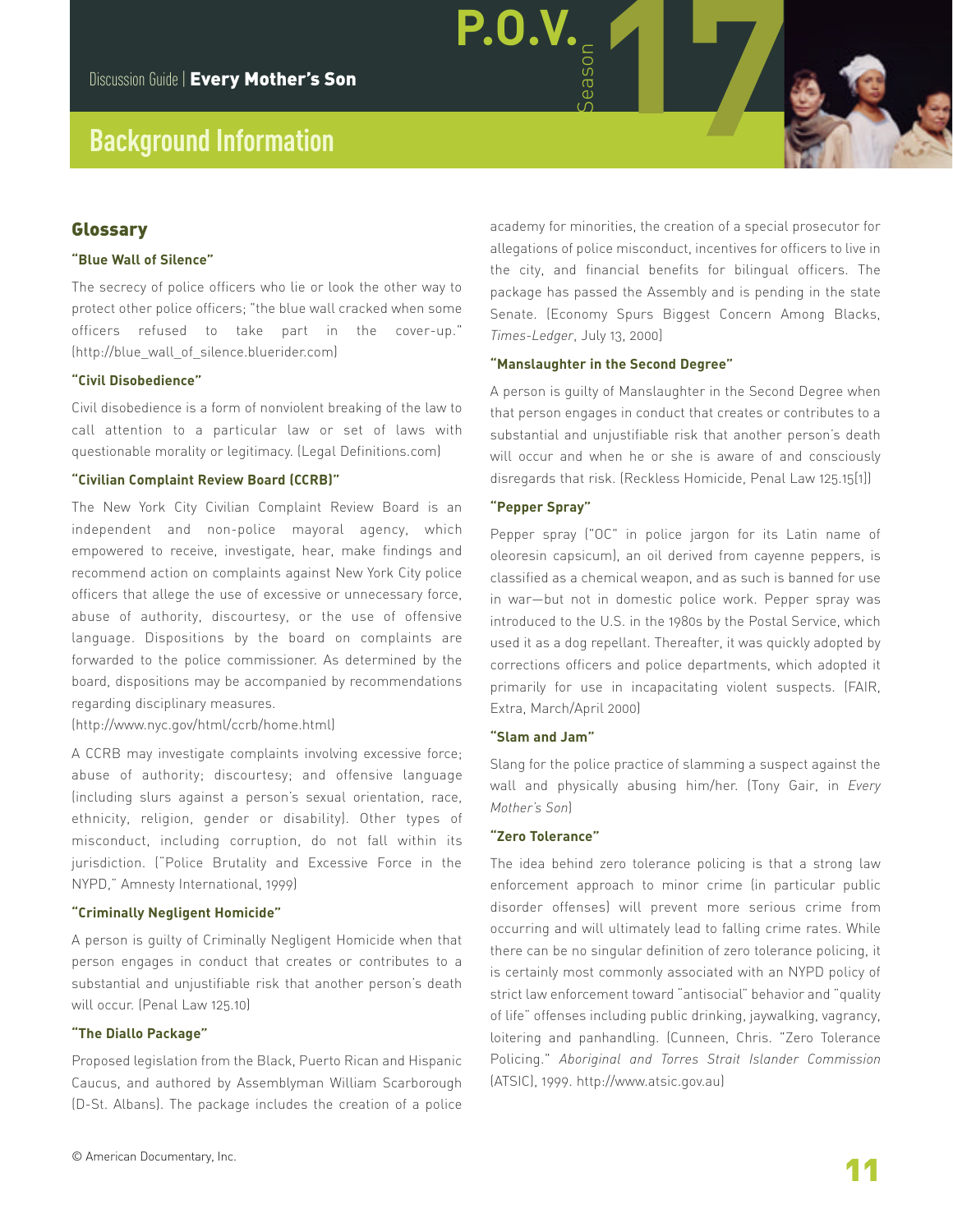## Background Information

### Glossary

**"Blue Wall of Silence"**

The secrecy of police officers who lie or look the other way to protect other police officers; "the blue wall cracked when some officers refused to take part in the cover-up." (http://blue_wall_of_silence.bluerider.com)

**"Civil Disobedience"**

Civil disobedience is a form of nonviolent breaking of the law to call attention to a particular law or set of laws with questionable morality or legitimacy. (Legal Definitions.com)

**"Civilian Complaint Review Board (CCRB)"**

The New York City Civilian Complaint Review Board is an independent and non-police mayoral agency, which empowered to receive, investigate, hear, make findings and recommend action on complaints against New York City police officers that allege the use of excessive or unnecessary force, abuse of authority, discourtesy, or the use of offensive language. Dispositions by the board on complaints are forwarded to the police commissioner. As determined by the board, dispositions may be accompanied by recommendations regarding disciplinary measures.
(http://www.nyc.gov/html/ccrb/home.html)

A CCRB may investigate complaints involving excessive force; abuse of authority; discourtesy; and offensive language (including slurs against a person's sexual orientation, race, ethnicity, religion, gender or disability). Other types of misconduct, including corruption, do not fall within its jurisdiction. ("Police Brutality and Excessive Force in the NYPD," Amnesty International, 1999)

**"Criminally Negligent Homicide"**

A person is guilty of Criminally Negligent Homicide when that person engages in conduct that creates or contributes to a substantial and unjustifiable risk that another person's death will occur. (Penal Law 125.10)

**"The Diallo Package"**

Proposed legislation from the Black, Puerto Rican and Hispanic Caucus, and authored by Assemblyman William Scarborough (D-St. Albans). The package includes the creation of a police academy for minorities, the creation of a special prosecutor for allegations of police misconduct, incentives for officers to live in the city, and financial benefits for bilingual officers. The package has passed the Assembly and is pending in the state Senate. (Economy Spurs Biggest Concern Among Blacks, *Times-Ledger*, July 13, 2000)

**"Manslaughter in the Second Degree"**

A person is guilty of Manslaughter in the Second Degree when that person engages in conduct that creates or contributes to a substantial and unjustifiable risk that another person's death will occur and when he or she is aware of and consciously disregards that risk. (Reckless Homicide, Penal Law 125.15[1])

**"Pepper Spray"**

Pepper spray ("OC" in police jargon for its Latin name of oleoresin capsicum), an oil derived from cayenne peppers, is classified as a chemical weapon, and as such is banned for use in war—but not in domestic police work. Pepper spray was introduced to the U.S. in the 1980s by the Postal Service, which used it as a dog repellant. Thereafter, it was quickly adopted by corrections officers and police departments, which adopted it primarily for use in incapacitating violent suspects. (FAIR, Extra, March/April 2000)

**"Slam and Jam"**

Slang for the police practice of slamming a suspect against the wall and physically abusing him/her. (Tony Gair, in *Every Mother's Son*)

**"Zero Tolerance"**

The idea behind zero tolerance policing is that a strong law enforcement approach to minor crime (in particular public disorder offenses) will prevent more serious crime from occurring and will ultimately lead to falling crime rates. While there can be no singular definition of zero tolerance policing, it is certainly most commonly associated with an NYPD policy of strict law enforcement toward "antisocial" behavior and "quality of life" offenses including public drinking, jaywalking, vagrancy, loitering and panhandling. (Cunneen, Chris. "Zero Tolerance Policing." *Aboriginal and Torres Strait Islander Commission* (ATSIC), 1999. http://www.atsic.gov.au)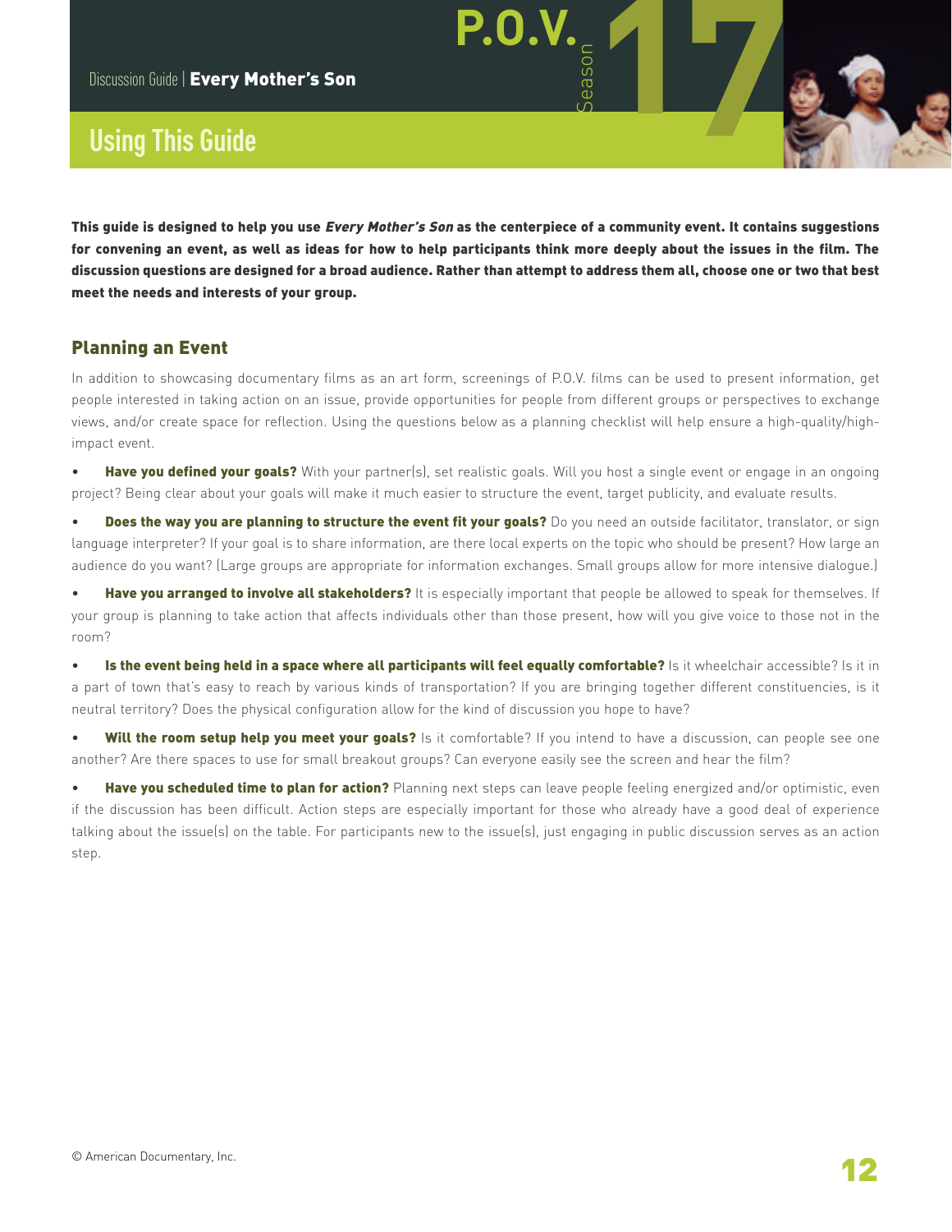# Using This Guide

**This guide is designed to help you use *Every Mother's Son* as the centerpiece of a community event. It contains suggestions for convening an event, as well as ideas for how to help participants think more deeply about the issues in the film. The discussion questions are designed for a broad audience. Rather than attempt to address them all, choose one or two that best meet the needs and interests of your group.**

## Planning an Event

In addition to showcasing documentary films as an art form, screenings of P.O.V. films can be used to present information, get people interested in taking action on an issue, provide opportunities for people from different groups or perspectives to exchange views, and/or create space for reflection. Using the questions below as a planning checklist will help ensure a high-quality/high-impact event.

- **Have you defined your goals?** With your partner(s), set realistic goals. Will you host a single event or engage in an ongoing project? Being clear about your goals will make it much easier to structure the event, target publicity, and evaluate results.
- **Does the way you are planning to structure the event fit your goals?** Do you need an outside facilitator, translator, or sign language interpreter? If your goal is to share information, are there local experts on the topic who should be present? How large an audience do you want? (Large groups are appropriate for information exchanges. Small groups allow for more intensive dialogue.)
- **Have you arranged to involve all stakeholders?** It is especially important that people be allowed to speak for themselves. If your group is planning to take action that affects individuals other than those present, how will you give voice to those not in the room?
- **Is the event being held in a space where all participants will feel equally comfortable?** Is it wheelchair accessible? Is it in a part of town that's easy to reach by various kinds of transportation? If you are bringing together different constituencies, is it neutral territory? Does the physical configuration allow for the kind of discussion you hope to have?
- **Will the room setup help you meet your goals?** Is it comfortable? If you intend to have a discussion, can people see one another? Are there spaces to use for small breakout groups? Can everyone easily see the screen and hear the film?
- **Have you scheduled time to plan for action?** Planning next steps can leave people feeling energized and/or optimistic, even if the discussion has been difficult. Action steps are especially important for those who already have a good deal of experience talking about the issue(s) on the table. For participants new to the issue(s), just engaging in public discussion serves as an action step.

© American Documentary, Inc.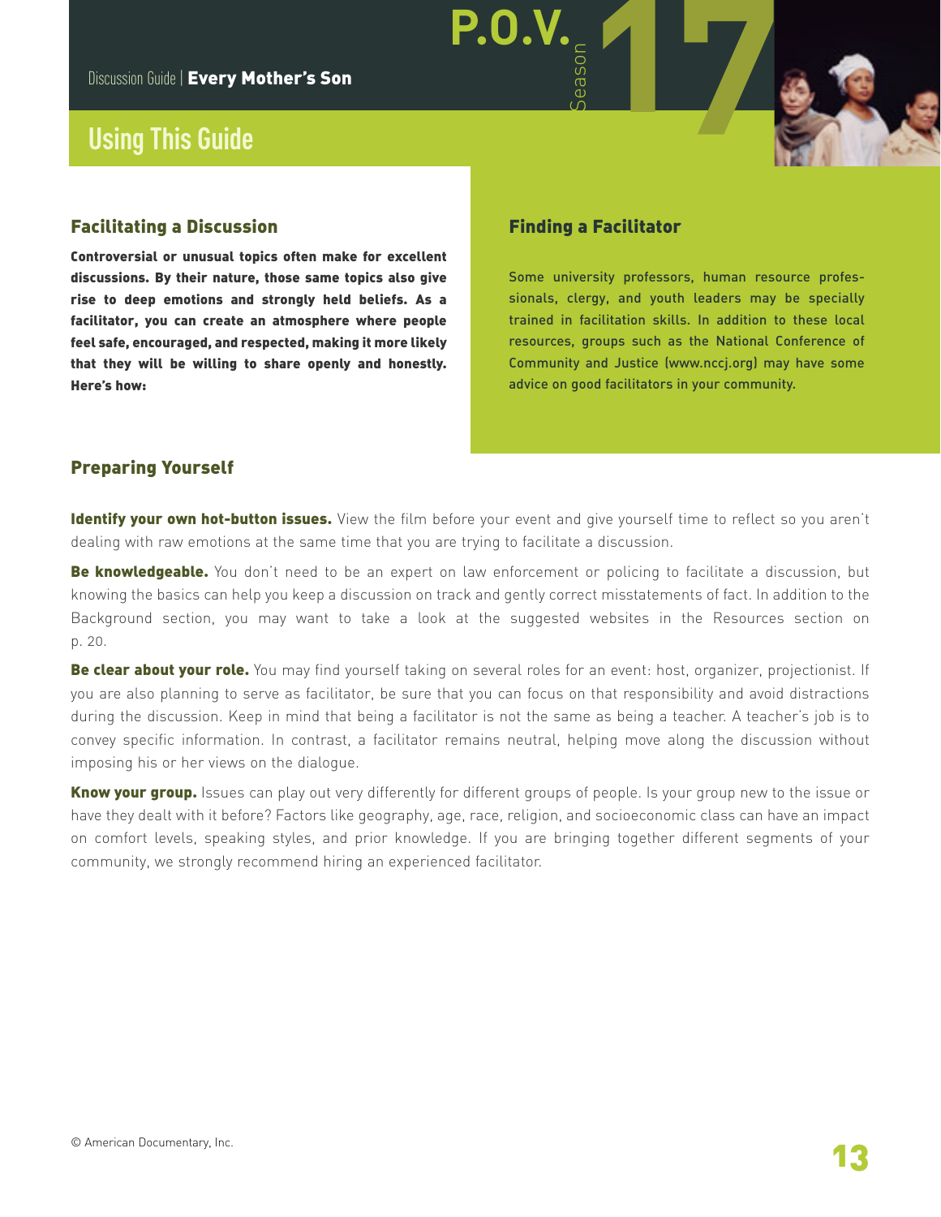# Using This Guide

## Facilitating a Discussion

**Controversial or unusual topics often make for excellent discussions. By their nature, those same topics also give rise to deep emotions and strongly held beliefs. As a facilitator, you can create an atmosphere where people feel safe, encouraged, and respected, making it more likely that they will be willing to share openly and honestly. Here's how:**

## Finding a Facilitator

Some university professors, human resource professionals, clergy, and youth leaders may be specially trained in facilitation skills. In addition to these local resources, groups such as the National Conference of Community and Justice (www.nccj.org) may have some advice on good facilitators in your community.

## Preparing Yourself

**Identify your own hot-button issues.** View the film before your event and give yourself time to reflect so you aren't dealing with raw emotions at the same time that you are trying to facilitate a discussion.

**Be knowledgeable.** You don't need to be an expert on law enforcement or policing to facilitate a discussion, but knowing the basics can help you keep a discussion on track and gently correct misstatements of fact. In addition to the Background section, you may want to take a look at the suggested websites in the Resources section on p. 20.

**Be clear about your role.** You may find yourself taking on several roles for an event: host, organizer, projectionist. If you are also planning to serve as facilitator, be sure that you can focus on that responsibility and avoid distractions during the discussion. Keep in mind that being a facilitator is not the same as being a teacher. A teacher's job is to convey specific information. In contrast, a facilitator remains neutral, helping move along the discussion without imposing his or her views on the dialogue.

**Know your group.** Issues can play out very differently for different groups of people. Is your group new to the issue or have they dealt with it before? Factors like geography, age, race, religion, and socioeconomic class can have an impact on comfort levels, speaking styles, and prior knowledge. If you are bringing together different segments of your community, we strongly recommend hiring an experienced facilitator.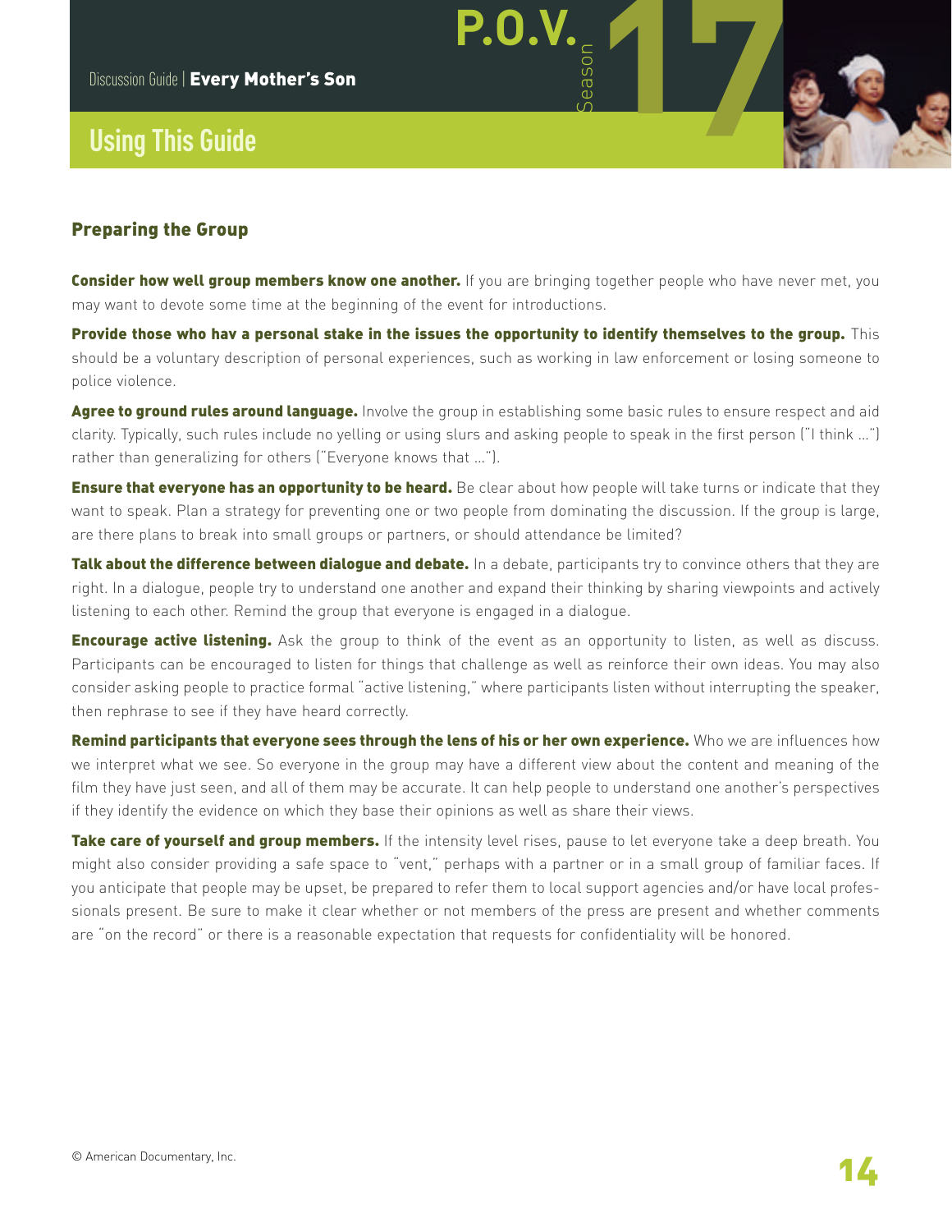## Using This Guide

### Preparing the Group

**Consider how well group members know one another.** If you are bringing together people who have never met, you may want to devote some time at the beginning of the event for introductions.

**Provide those who hav a personal stake in the issues the opportunity to identify themselves to the group.** This should be a voluntary description of personal experiences, such as working in law enforcement or losing someone to police violence.

**Agree to ground rules around language.** Involve the group in establishing some basic rules to ensure respect and aid clarity. Typically, such rules include no yelling or using slurs and asking people to speak in the first person ("I think ...") rather than generalizing for others ("Everyone knows that ...").

**Ensure that everyone has an opportunity to be heard.** Be clear about how people will take turns or indicate that they want to speak. Plan a strategy for preventing one or two people from dominating the discussion. If the group is large, are there plans to break into small groups or partners, or should attendance be limited?

**Talk about the difference between dialogue and debate.** In a debate, participants try to convince others that they are right. In a dialogue, people try to understand one another and expand their thinking by sharing viewpoints and actively listening to each other. Remind the group that everyone is engaged in a dialogue.

**Encourage active listening.** Ask the group to think of the event as an opportunity to listen, as well as discuss. Participants can be encouraged to listen for things that challenge as well as reinforce their own ideas. You may also consider asking people to practice formal "active listening," where participants listen without interrupting the speaker, then rephrase to see if they have heard correctly.

**Remind participants that everyone sees through the lens of his or her own experience.** Who we are influences how we interpret what we see. So everyone in the group may have a different view about the content and meaning of the film they have just seen, and all of them may be accurate. It can help people to understand one another's perspectives if they identify the evidence on which they base their opinions as well as share their views.

**Take care of yourself and group members.** If the intensity level rises, pause to let everyone take a deep breath. You might also consider providing a safe space to "vent," perhaps with a partner or in a small group of familiar faces. If you anticipate that people may be upset, be prepared to refer them to local support agencies and/or have local professionals present. Be sure to make it clear whether or not members of the press are present and whether comments are "on the record" or there is a reasonable expectation that requests for confidentiality will be honored.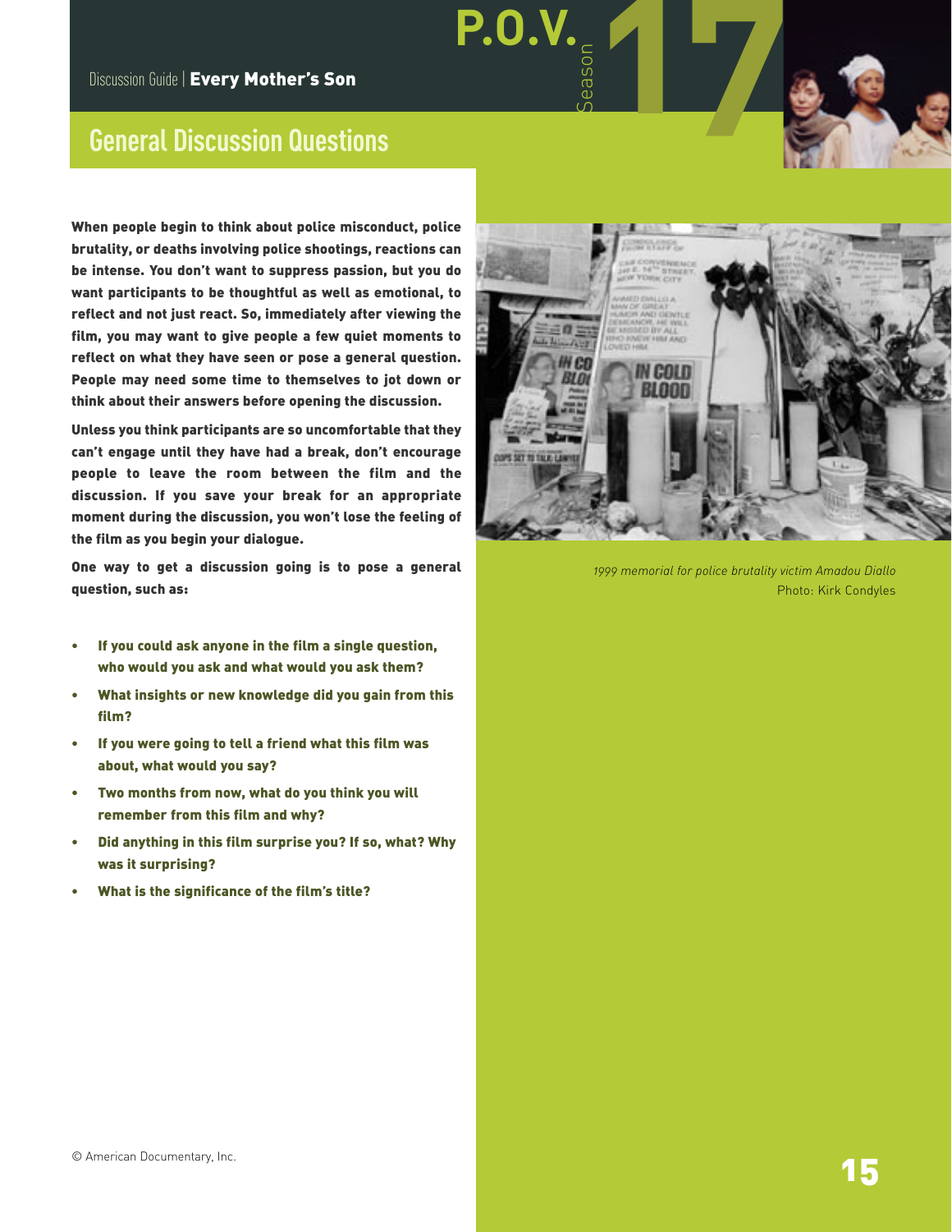## General Discussion Questions

When people begin to think about police misconduct, police brutality, or deaths involving police shootings, reactions can be intense. You don't want to suppress passion, but you do want participants to be thoughtful as well as emotional, to reflect and not just react. So, immediately after viewing the film, you may want to give people a few quiet moments to reflect on what they have seen or pose a general question. People may need some time to themselves to jot down or think about their answers before opening the discussion.

Unless you think participants are so uncomfortable that they can't engage until they have had a break, don't encourage people to leave the room between the film and the discussion. If you save your break for an appropriate moment during the discussion, you won't lose the feeling of the film as you begin your dialogue.

One way to get a discussion going is to pose a general question, such as:

- If you could ask anyone in the film a single question, who would you ask and what would you ask them?
- What insights or new knowledge did you gain from this film?
- If you were going to tell a friend what this film was about, what would you say?
- Two months from now, what do you think you will remember from this film and why?
- Did anything in this film surprise you? If so, what? Why was it surprising?
- What is the significance of the film's title?

*1999 memorial for police brutality victim Amadou Diallo*
Photo: Kirk Condyles

© American Documentary, Inc.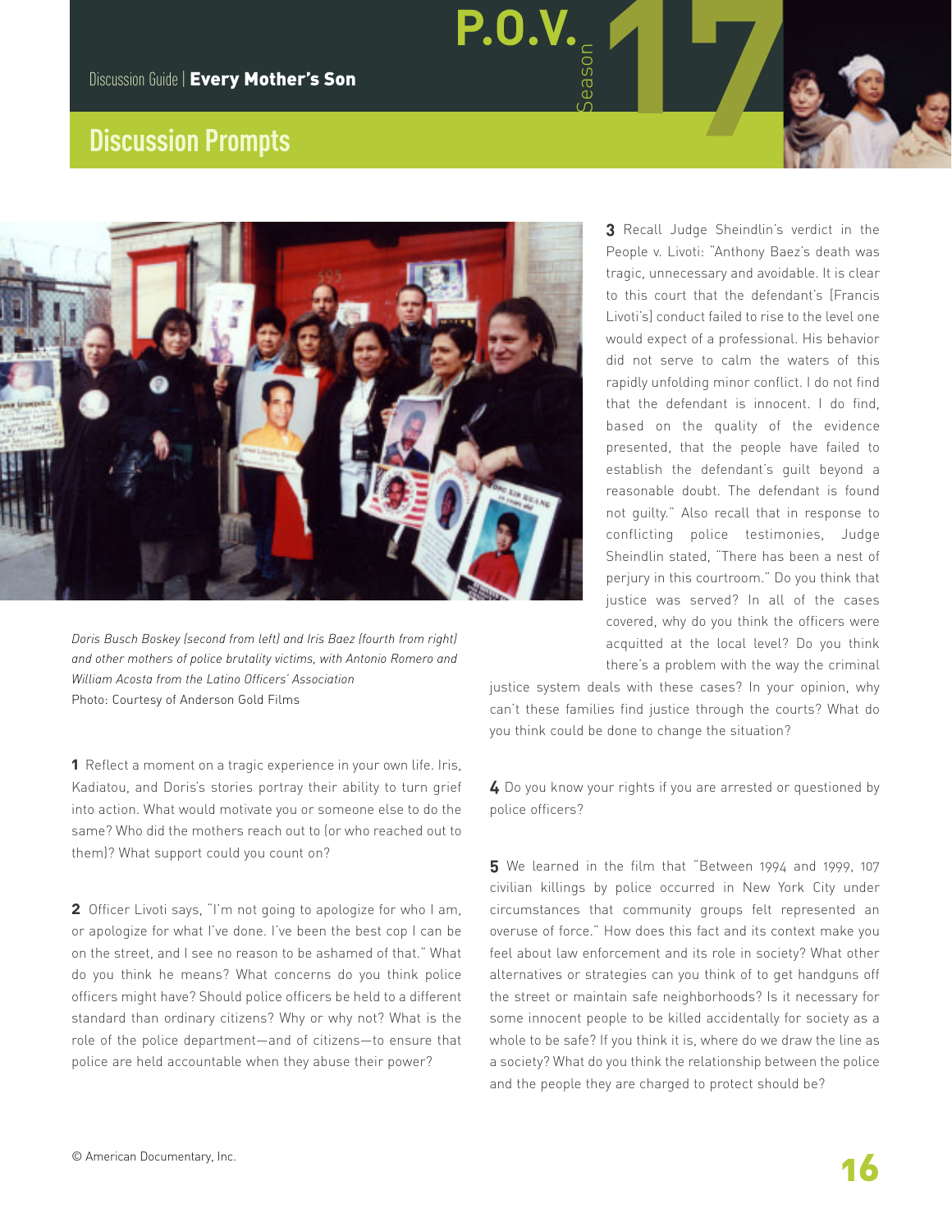## Discussion Prompts

*Doris Busch Boskey (second from left) and Iris Baez (fourth from right) and other mothers of police brutality victims, with Antonio Romero and William Acosta from the Latino Officers' Association*
Photo: Courtesy of Anderson Gold Films

**1** Reflect a moment on a tragic experience in your own life. Iris, Kadiatou, and Doris's stories portray their ability to turn grief into action. What would motivate you or someone else to do the same? Who did the mothers reach out to (or who reached out to them)? What support could you count on?

**2** Officer Livoti says, "I'm not going to apologize for who I am, or apologize for what I've done. I've been the best cop I can be on the street, and I see no reason to be ashamed of that." What do you think he means? What concerns do you think police officers might have? Should police officers be held to a different standard than ordinary citizens? Why or why not? What is the role of the police department—and of citizens—to ensure that police are held accountable when they abuse their power?

**3** Recall Judge Sheindlin's verdict in the People v. Livoti: "Anthony Baez's death was tragic, unnecessary and avoidable. It is clear to this court that the defendant's [Francis Livoti's] conduct failed to rise to the level one would expect of a professional. His behavior did not serve to calm the waters of this rapidly unfolding minor conflict. I do not find that the defendant is innocent. I do find, based on the quality of the evidence presented, that the people have failed to establish the defendant's guilt beyond a reasonable doubt. The defendant is found not guilty." Also recall that in response to conflicting police testimonies, Judge Sheindlin stated, "There has been a nest of perjury in this courtroom." Do you think that justice was served? In all of the cases covered, why do you think the officers were acquitted at the local level? Do you think there's a problem with the way the criminal justice system deals with these cases? In your opinion, why can't these families find justice through the courts? What do you think could be done to change the situation?

**4** Do you know your rights if you are arrested or questioned by police officers?

**5** We learned in the film that "Between 1994 and 1999, 107 civilian killings by police occurred in New York City under circumstances that community groups felt represented an overuse of force." How does this fact and its context make you feel about law enforcement and its role in society? What other alternatives or strategies can you think of to get handguns off the street or maintain safe neighborhoods? Is it necessary for some innocent people to be killed accidentally for society as a whole to be safe? If you think it is, where do we draw the line as a society? What do you think the relationship between the police and the people they are charged to protect should be?

© American Documentary, Inc.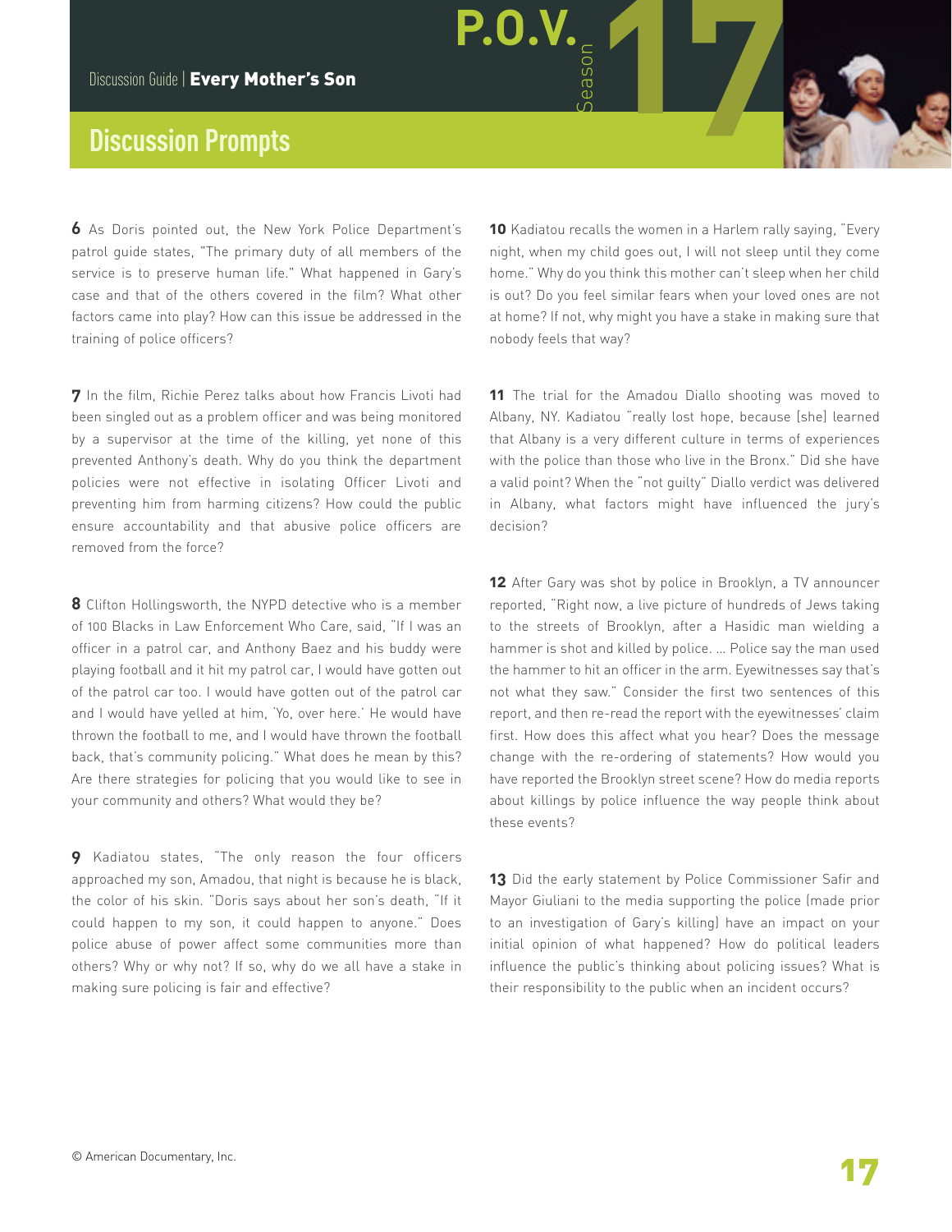## Discussion Prompts

**6** As Doris pointed out, the New York Police Department's patrol guide states, "The primary duty of all members of the service is to preserve human life." What happened in Gary's case and that of the others covered in the film? What other factors came into play? How can this issue be addressed in the training of police officers?

**7** In the film, Richie Perez talks about how Francis Livoti had been singled out as a problem officer and was being monitored by a supervisor at the time of the killing, yet none of this prevented Anthony's death. Why do you think the department policies were not effective in isolating Officer Livoti and preventing him from harming citizens? How could the public ensure accountability and that abusive police officers are removed from the force?

**8** Clifton Hollingsworth, the NYPD detective who is a member of 100 Blacks in Law Enforcement Who Care, said, "If I was an officer in a patrol car, and Anthony Baez and his buddy were playing football and it hit my patrol car, I would have gotten out of the patrol car too. I would have gotten out of the patrol car and I would have yelled at him, 'Yo, over here.' He would have thrown the football to me, and I would have thrown the football back, that's community policing." What does he mean by this? Are there strategies for policing that you would like to see in your community and others? What would they be?

**9** Kadiatou states, "The only reason the four officers approached my son, Amadou, that night is because he is black, the color of his skin. "Doris says about her son's death, "If it could happen to my son, it could happen to anyone." Does police abuse of power affect some communities more than others? Why or why not? If so, why do we all have a stake in making sure policing is fair and effective?

**10** Kadiatou recalls the women in a Harlem rally saying, "Every night, when my child goes out, I will not sleep until they come home." Why do you think this mother can't sleep when her child is out? Do you feel similar fears when your loved ones are not at home? If not, why might you have a stake in making sure that nobody feels that way?

**11** The trial for the Amadou Diallo shooting was moved to Albany, NY. Kadiatou "really lost hope, because [she] learned that Albany is a very different culture in terms of experiences with the police than those who live in the Bronx." Did she have a valid point? When the "not guilty" Diallo verdict was delivered in Albany, what factors might have influenced the jury's decision?

**12** After Gary was shot by police in Brooklyn, a TV announcer reported, "Right now, a live picture of hundreds of Jews taking to the streets of Brooklyn, after a Hasidic man wielding a hammer is shot and killed by police. ... Police say the man used the hammer to hit an officer in the arm. Eyewitnesses say that's not what they saw." Consider the first two sentences of this report, and then re-read the report with the eyewitnesses' claim first. How does this affect what you hear? Does the message change with the re-ordering of statements? How would you have reported the Brooklyn street scene? How do media reports about killings by police influence the way people think about these events?

**13** Did the early statement by Police Commissioner Safir and Mayor Giuliani to the media supporting the police (made prior to an investigation of Gary's killing) have an impact on your initial opinion of what happened? How do political leaders influence the public's thinking about policing issues? What is their responsibility to the public when an incident occurs?

© American Documentary, Inc.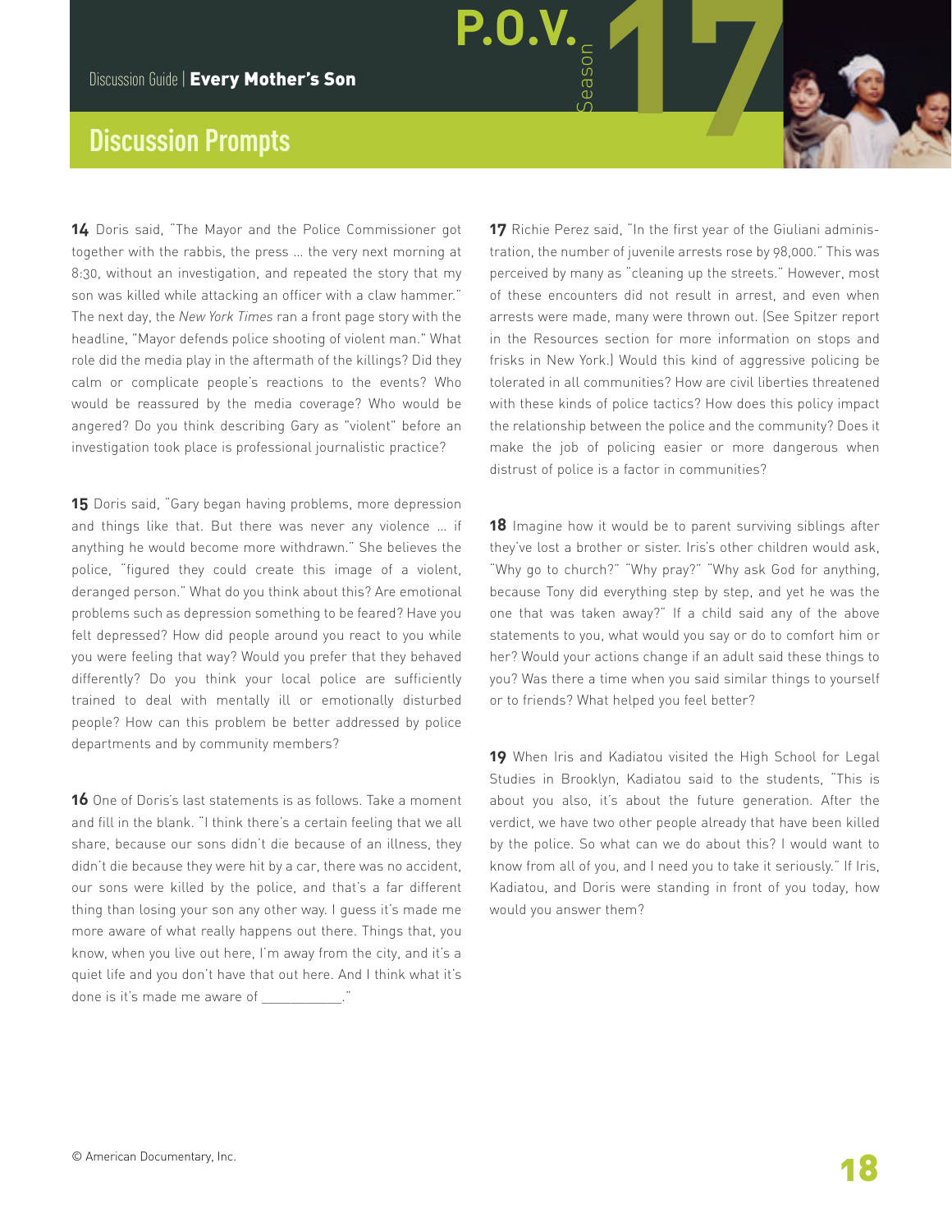## Discussion Prompts

**14** Doris said, "The Mayor and the Police Commissioner got together with the rabbis, the press ... the very next morning at 8:30, without an investigation, and repeated the story that my son was killed while attacking an officer with a claw hammer." The next day, the *New York Times* ran a front page story with the headline, "Mayor defends police shooting of violent man." What role did the media play in the aftermath of the killings? Did they calm or complicate people's reactions to the events? Who would be reassured by the media coverage? Who would be angered? Do you think describing Gary as "violent" before an investigation took place is professional journalistic practice?

**15** Doris said, "Gary began having problems, more depression and things like that. But there was never any violence ... if anything he would become more withdrawn." She believes the police, "figured they could create this image of a violent, deranged person." What do you think about this? Are emotional problems such as depression something to be feared? Have you felt depressed? How did people around you react to you while you were feeling that way? Would you prefer that they behaved differently? Do you think your local police are sufficiently trained to deal with mentally ill or emotionally disturbed people? How can this problem be better addressed by police departments and by community members?

**16** One of Doris's last statements is as follows. Take a moment and fill in the blank. "I think there's a certain feeling that we all share, because our sons didn't die because of an illness, they didn't die because they were hit by a car, there was no accident, our sons were killed by the police, and that's a far different thing than losing your son any other way. I guess it's made me more aware of what really happens out there. Things that, you know, when you live out here, I'm away from the city, and it's a quiet life and you don't have that out here. And I think what it's done is it's made me aware of ___________."

**17** Richie Perez said, "In the first year of the Giuliani administration, the number of juvenile arrests rose by 98,000." This was perceived by many as "cleaning up the streets." However, most of these encounters did not result in arrest, and even when arrests were made, many were thrown out. (See Spitzer report in the Resources section for more information on stops and frisks in New York.) Would this kind of aggressive policing be tolerated in all communities? How are civil liberties threatened with these kinds of police tactics? How does this policy impact the relationship between the police and the community? Does it make the job of policing easier or more dangerous when distrust of police is a factor in communities?

**18** Imagine how it would be to parent surviving siblings after they've lost a brother or sister. Iris's other children would ask, "Why go to church?" "Why pray?" "Why ask God for anything, because Tony did everything step by step, and yet he was the one that was taken away?" If a child said any of the above statements to you, what would you say or do to comfort him or her? Would your actions change if an adult said these things to you? Was there a time when you said similar things to yourself or to friends? What helped you feel better?

**19** When Iris and Kadiatou visited the High School for Legal Studies in Brooklyn, Kadiatou said to the students, "This is about you also, it's about the future generation. After the verdict, we have two other people already that have been killed by the police. So what can we do about this? I would want to know from all of you, and I need you to take it seriously." If Iris, Kadiatou, and Doris were standing in front of you today, how would you answer them?

© American Documentary, Inc.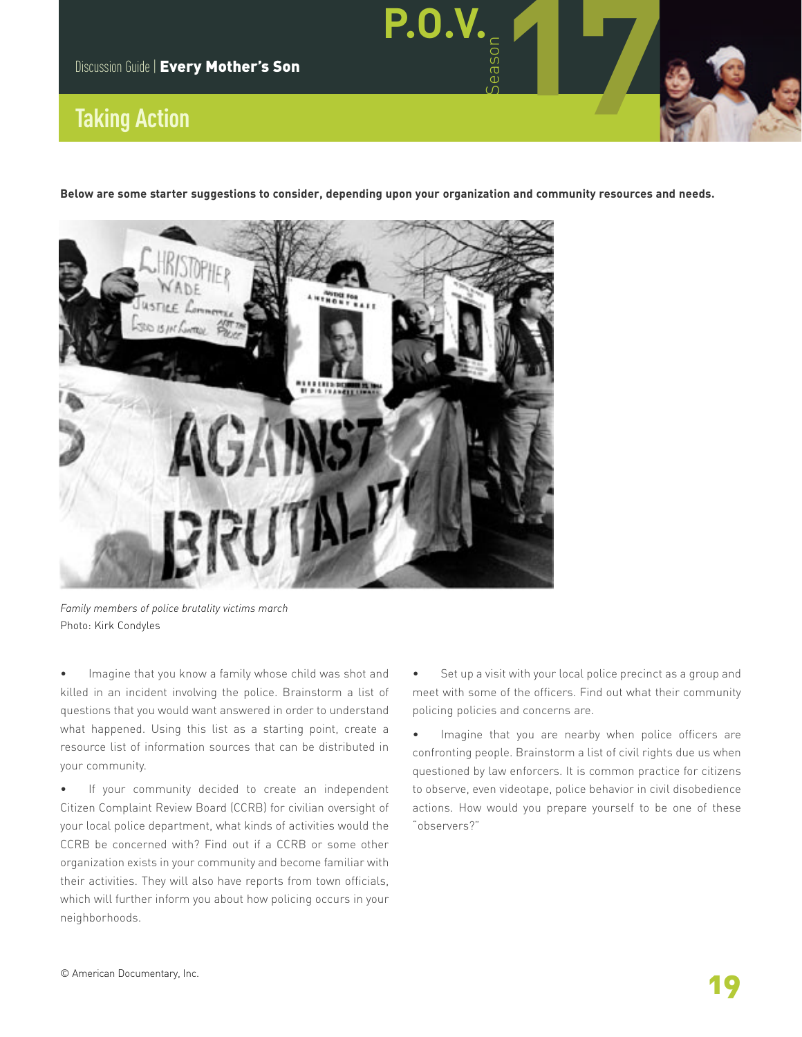## Taking Action

**Below are some starter suggestions to consider, depending upon your organization and community resources and needs.**

*Family members of police brutality victims march*
Photo: Kirk Condyles

- Imagine that you know a family whose child was shot and killed in an incident involving the police. Brainstorm a list of questions that you would want answered in order to understand what happened. Using this list as a starting point, create a resource list of information sources that can be distributed in your community.
- If your community decided to create an independent Citizen Complaint Review Board (CCRB) for civilian oversight of your local police department, what kinds of activities would the CCRB be concerned with? Find out if a CCRB or some other organization exists in your community and become familiar with their activities. They will also have reports from town officials, which will further inform you about how policing occurs in your neighborhoods.
- Set up a visit with your local police precinct as a group and meet with some of the officers. Find out what their community policing policies and concerns are.
- Imagine that you are nearby when police officers are confronting people. Brainstorm a list of civil rights due us when questioned by law enforcers. It is common practice for citizens to observe, even videotape, police behavior in civil disobedience actions. How would you prepare yourself to be one of these "observers?"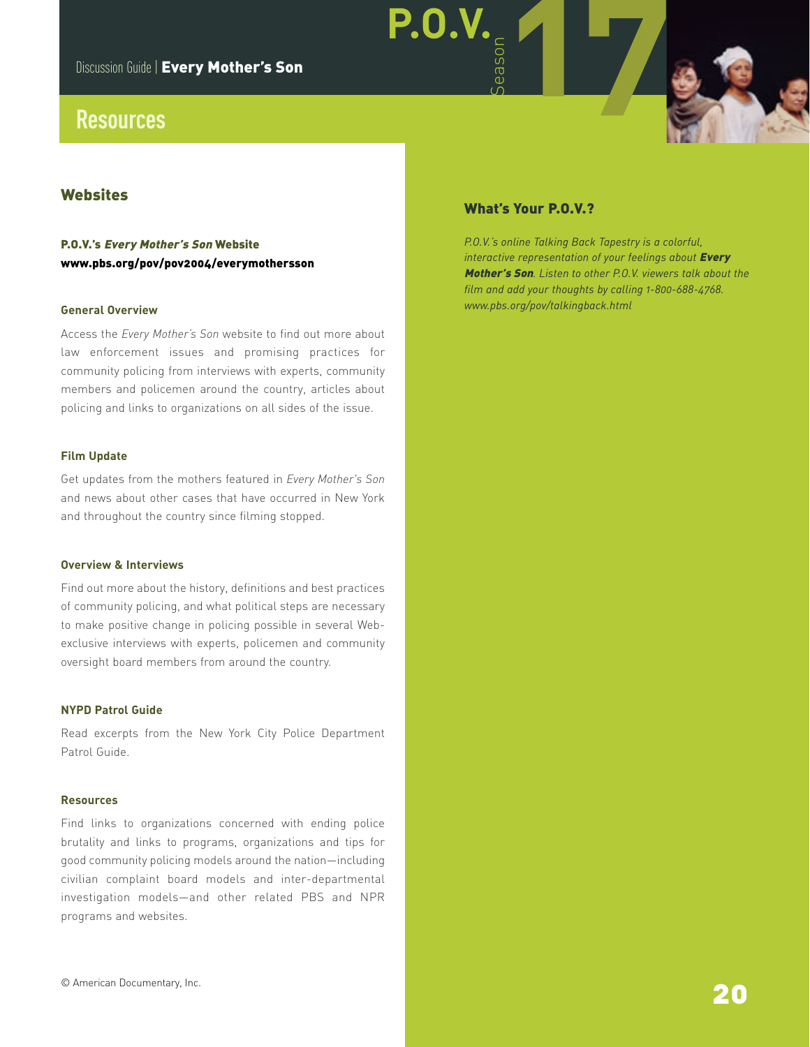# Resources

## Websites

**P.O.V.'s *Every Mother's Son* Website**
**www.pbs.org/pov/pov2004/everymothersson**

#### General Overview

Access the *Every Mother's Son* website to find out more about law enforcement issues and promising practices for community policing from interviews with experts, community members and policemen around the country, articles about policing and links to organizations on all sides of the issue.

#### Film Update

Get updates from the mothers featured in *Every Mother's Son* and news about other cases that have occurred in New York and throughout the country since filming stopped.

#### Overview & Interviews

Find out more about the history, definitions and best practices of community policing, and what political steps are necessary to make positive change in policing possible in several Web-exclusive interviews with experts, policemen and community oversight board members from around the country.

#### NYPD Patrol Guide

Read excerpts from the New York City Police Department Patrol Guide.

#### Resources

Find links to organizations concerned with ending police brutality and links to programs, organizations and tips for good community policing models around the nation—including civilian complaint board models and inter-departmental investigation models—and other related PBS and NPR programs and websites.

## What's Your P.O.V.?

*P.O.V.'s online Talking Back Tapestry is a colorful, interactive representation of your feelings about **Every Mother's Son**. Listen to other P.O.V. viewers talk about the film and add your thoughts by calling 1-800-688-4768. www.pbs.org/pov/talkingback.html*

© American Documentary, Inc.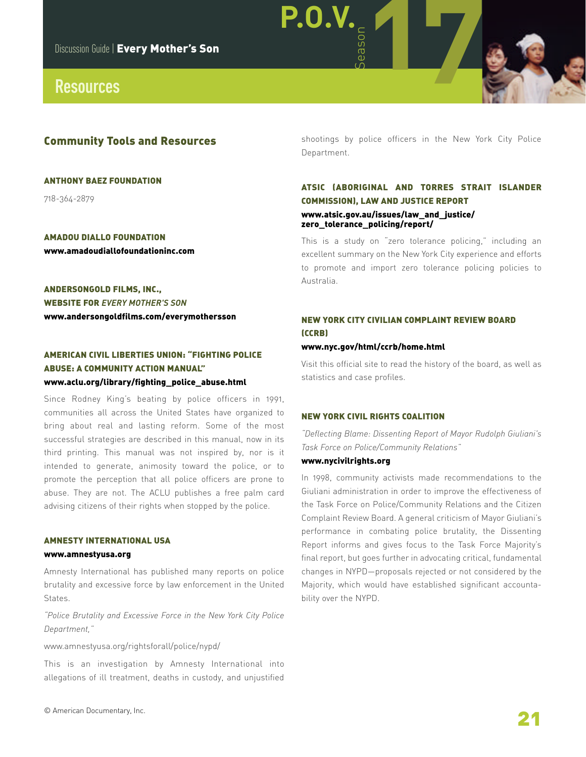# Resources

## Community Tools and Resources

### ANTHONY BAEZ FOUNDATION

718-364-2879

### AMADOU DIALLO FOUNDATION

**www.amadoudiallofoundationinc.com**

### ANDERSONGOLD FILMS, INC., WEBSITE FOR *EVERY MOTHER'S SON*

**www.andersongoldfilms.com/everymothersson**

### AMERICAN CIVIL LIBERTIES UNION: "FIGHTING POLICE ABUSE: A COMMUNITY ACTION MANUAL"

**www.aclu.org/library/fighting_police_abuse.html**

Since Rodney King's beating by police officers in 1991, communities all across the United States have organized to bring about real and lasting reform. Some of the most successful strategies are described in this manual, now in its third printing. This manual was not inspired by, nor is it intended to generate, animosity toward the police, or to promote the perception that all police officers are prone to abuse. They are not. The ACLU publishes a free palm card advising citizens of their rights when stopped by the police.

### AMNESTY INTERNATIONAL USA

**www.amnestyusa.org**

Amnesty International has published many reports on police brutality and excessive force by law enforcement in the United States.

*"Police Brutality and Excessive Force in the New York City Police Department,"*

www.amnestyusa.org/rightsforall/police/nypd/

This is an investigation by Amnesty International into allegations of ill treatment, deaths in custody, and unjustified shootings by police officers in the New York City Police Department.

### ATSIC (ABORIGINAL AND TORRES STRAIT ISLANDER COMMISSION), LAW AND JUSTICE REPORT

**www.atsic.gov.au/issues/law_and_justice/zero_tolerance_policing/report/**

This is a study on "zero tolerance policing," including an excellent summary on the New York City experience and efforts to promote and import zero tolerance policing policies to Australia.

### NEW YORK CITY CIVILIAN COMPLAINT REVIEW BOARD (CCRB)

**www.nyc.gov/html/ccrb/home.html**

Visit this official site to read the history of the board, as well as statistics and case profiles.

### NEW YORK CIVIL RIGHTS COALITION

*"Deflecting Blame: Dissenting Report of Mayor Rudolph Giuliani's Task Force on Police/Community Relations"*

**www.nycivilrights.org**

In 1998, community activists made recommendations to the Giuliani administration in order to improve the effectiveness of the Task Force on Police/Community Relations and the Citizen Complaint Review Board. A general criticism of Mayor Giuliani's performance in combating police brutality, the Dissenting Report informs and gives focus to the Task Force Majority's final report, but goes further in advocating critical, fundamental changes in NYPD—proposals rejected or not considered by the Majority, which would have established significant accountability over the NYPD.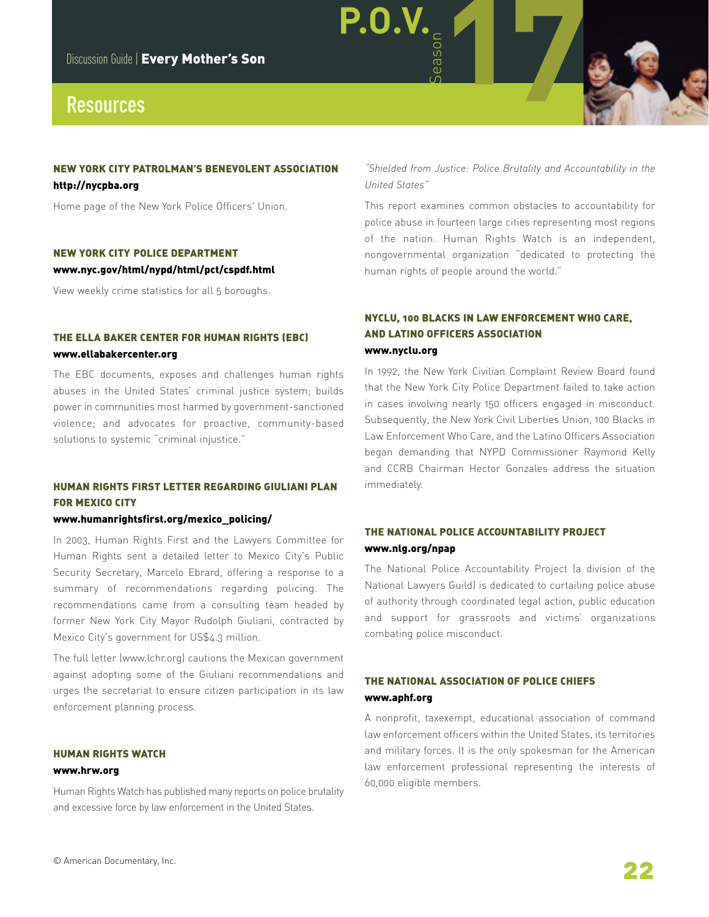## Resources

### NEW YORK CITY PATROLMAN'S BENEVOLENT ASSOCIATION

**http://nycpba.org**

Home page of the New York Police Officers' Union.

### NEW YORK CITY POLICE DEPARTMENT

**www.nyc.gov/html/nypd/html/pct/cspdf.html**

View weekly crime statistics for all 5 boroughs.

### THE ELLA BAKER CENTER FOR HUMAN RIGHTS (EBC)

**www.ellabakercenter.org**

The EBC documents, exposes and challenges human rights abuses in the United States' criminal justice system; builds power in communities most harmed by government-sanctioned violence; and advocates for proactive, community-based solutions to systemic "criminal injustice."

### HUMAN RIGHTS FIRST LETTER REGARDING GIULIANI PLAN FOR MEXICO CITY

**www.humanrightsfirst.org/mexico_policing/**

In 2003, Human Rights First and the Lawyers Committee for Human Rights sent a detailed letter to Mexico City's Public Security Secretary, Marcelo Ebrard, offering a response to a summary of recommendations regarding policing. The recommendations came from a consulting team headed by former New York City Mayor Rudolph Giuliani, contracted by Mexico City's government for US$4.3 million.

The full letter (www.lchr.org) cautions the Mexican government against adopting some of the Giuliani recommendations and urges the secretariat to ensure citizen participation in its law enforcement planning process.

### HUMAN RIGHTS WATCH

**www.hrw.org**

Human Rights Watch has published many reports on police brutality and excessive force by law enforcement in the United States.

*"Shielded from Justice: Police Brutality and Accountability in the United States"*

This report examines common obstacles to accountability for police abuse in fourteen large cities representing most regions of the nation. Human Rights Watch is an independent, nongovernmental organization "dedicated to protecting the human rights of people around the world."

### NYCLU, 100 BLACKS IN LAW ENFORCEMENT WHO CARE, AND LATINO OFFICERS ASSOCIATION

**www.nyclu.org**

In 1992, the New York Civilian Complaint Review Board found that the New York City Police Department failed to take action in cases involving nearly 150 officers engaged in misconduct. Subsequently, the New York Civil Liberties Union, 100 Blacks in Law Enforcement Who Care, and the Latino Officers Association began demanding that NYPD Commissioner Raymond Kelly and CCRB Chairman Hector Gonzales address the situation immediately.

### THE NATIONAL POLICE ACCOUNTABILITY PROJECT

**www.nlg.org/npap**

The National Police Accountability Project (a division of the National Lawyers Guild) is dedicated to curtailing police abuse of authority through coordinated legal action, public education and support for grassroots and victims' organizations combating police misconduct.

### THE NATIONAL ASSOCIATION OF POLICE CHIEFS

**www.aphf.org**

A nonprofit, taxexempt, educational association of command law enforcement officers within the United States, its territories and military forces. It is the only spokesman for the American law enforcement professional representing the interests of 60,000 eligible members.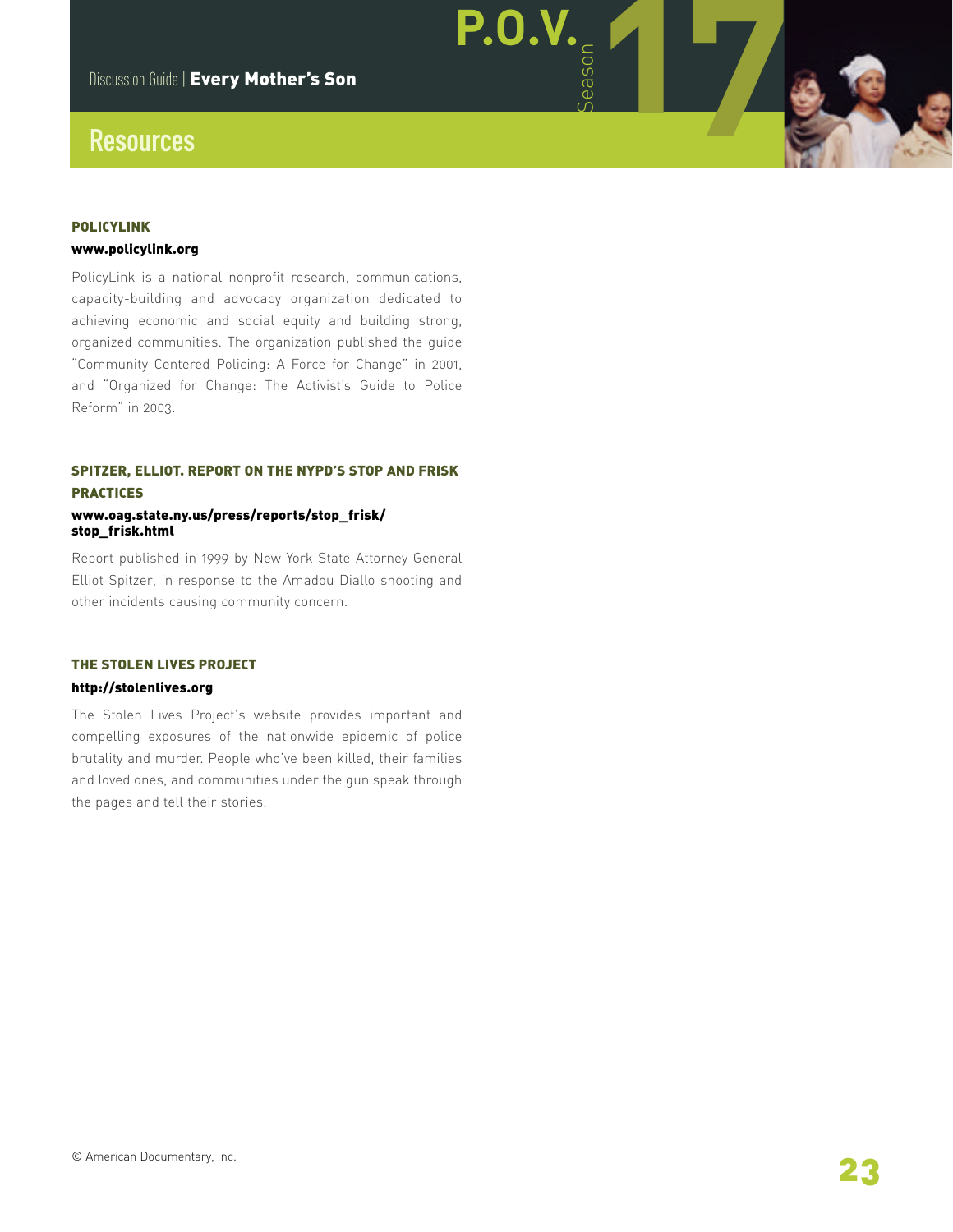## Resources

### POLICYLINK

**www.policylink.org**

PolicyLink is a national nonprofit research, communications, capacity-building and advocacy organization dedicated to achieving economic and social equity and building strong, organized communities. The organization published the guide "Community-Centered Policing: A Force for Change" in 2001, and "Organized for Change: The Activist's Guide to Police Reform" in 2003.

### SPITZER, ELLIOT. REPORT ON THE NYPD'S STOP AND FRISK PRACTICES

**www.oag.state.ny.us/press/reports/stop_frisk/stop_frisk.html**

Report published in 1999 by New York State Attorney General Elliot Spitzer, in response to the Amadou Diallo shooting and other incidents causing community concern.

### THE STOLEN LIVES PROJECT

**http://stolenlives.org**

The Stolen Lives Project's website provides important and compelling exposures of the nationwide epidemic of police brutality and murder. People who've been killed, their families and loved ones, and communities under the gun speak through the pages and tell their stories.

© American Documentary, Inc.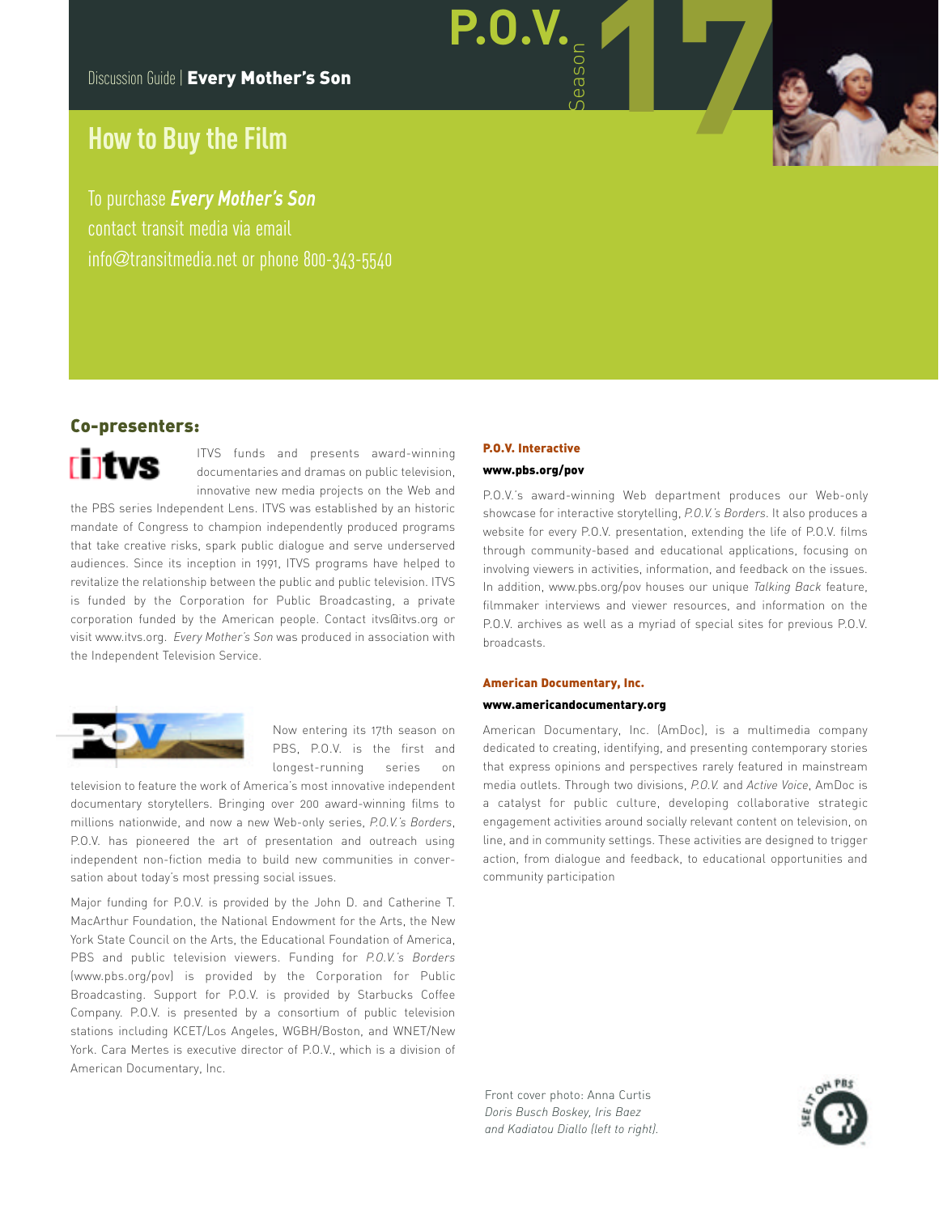## How to Buy the Film

To purchase ***Every Mother's Son*** contact transit media via email info@transitmedia.net or phone 800-343-5540

### Co-presenters:

ITVS funds and presents award-winning documentaries and dramas on public television, innovative new media projects on the Web and the PBS series Independent Lens. ITVS was established by an historic mandate of Congress to champion independently produced programs that take creative risks, spark public dialogue and serve underserved audiences. Since its inception in 1991, ITVS programs have helped to revitalize the relationship between the public and public television. ITVS is funded by the Corporation for Public Broadcasting, a private corporation funded by the American people. Contact itvs@itvs.org or visit www.itvs.org. *Every Mother's Son* was produced in association with the Independent Television Service.

Now entering its 17th season on PBS, P.O.V. is the first and longest-running series on television to feature the work of America's most innovative independent documentary storytellers. Bringing over 200 award-winning films to millions nationwide, and now a new Web-only series, *P.O.V.'s Borders*, P.O.V. has pioneered the art of presentation and outreach using independent non-fiction media to build new communities in conversation about today's most pressing social issues.

Major funding for P.O.V. is provided by the John D. and Catherine T. MacArthur Foundation, the National Endowment for the Arts, the New York State Council on the Arts, the Educational Foundation of America, PBS and public television viewers. Funding for *P.O.V.'s Borders* (www.pbs.org/pov) is provided by the Corporation for Public Broadcasting. Support for P.O.V. is provided by Starbucks Coffee Company. P.O.V. is presented by a consortium of public television stations including KCET/Los Angeles, WGBH/Boston, and WNET/New York. Cara Mertes is executive director of P.O.V., which is a division of American Documentary, Inc.

#### P.O.V. Interactive

**www.pbs.org/pov**

P.O.V.'s award-winning Web department produces our Web-only showcase for interactive storytelling, *P.O.V.'s Borders*. It also produces a website for every P.O.V. presentation, extending the life of P.O.V. films through community-based and educational applications, focusing on involving viewers in activities, information, and feedback on the issues. In addition, www.pbs.org/pov houses our unique *Talking Back* feature, filmmaker interviews and viewer resources, and information on the P.O.V. archives as well as a myriad of special sites for previous P.O.V. broadcasts.

#### American Documentary, Inc.

**www.americandocumentary.org**

American Documentary, Inc. (AmDoc), is a multimedia company dedicated to creating, identifying, and presenting contemporary stories that express opinions and perspectives rarely featured in mainstream media outlets. Through two divisions, *P.O.V.* and *Active Voice*, AmDoc is a catalyst for public culture, developing collaborative strategic engagement activities around socially relevant content on television, on line, and in community settings. These activities are designed to trigger action, from dialogue and feedback, to educational opportunities and community participation

Front cover photo: Anna Curtis
*Doris Busch Boskey, Iris Baez and Kadiatou Diallo (left to right).*